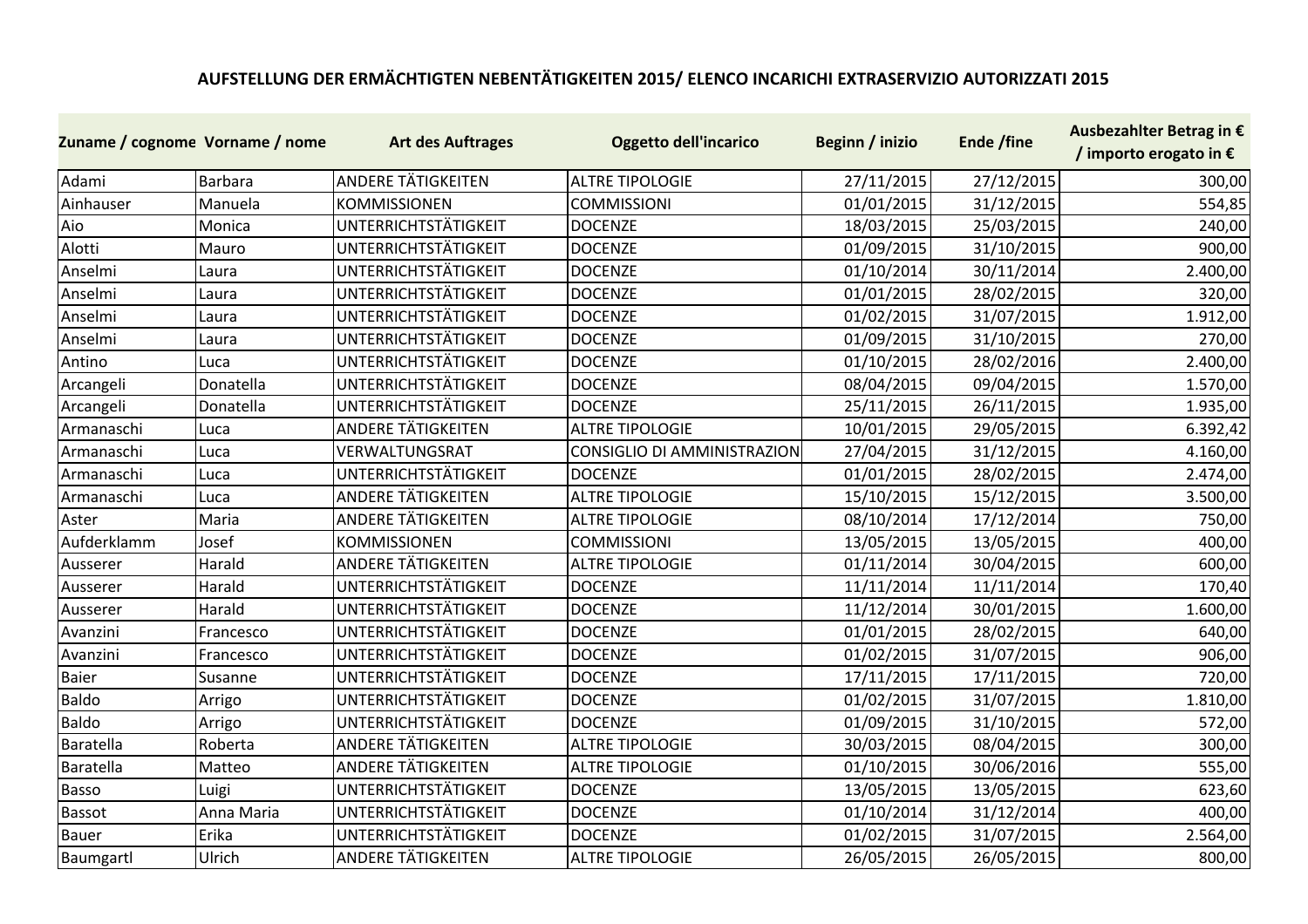# AUFSTELLUNG DER ERMÄCHTIGTEN NEBENTÄTIGKEITEN 2015/ ELENCO INCARICHI EXTRASERVIZIO AUTORIZZATI 2015

| Zuname / cognome | Vorname / nome | Art des Auftrages | Oggetto dell'incarico | Beginn / inizio | Ende /fine | Ausbezahlter Betrag in € / importo erogato in € |
|---|---|---|---|---|---|---|
| Adami | Barbara | ANDERE TÄTIGKEITEN | ALTRE TIPOLOGIE | 27/11/2015 | 27/12/2015 | 300,00 |
| Ainhauser | Manuela | KOMMISSIONEN | COMMISSIONI | 01/01/2015 | 31/12/2015 | 554,85 |
| Aio | Monica | UNTERRICHTSTÄTIGKEIT | DOCENZE | 18/03/2015 | 25/03/2015 | 240,00 |
| Alotti | Mauro | UNTERRICHTSTÄTIGKEIT | DOCENZE | 01/09/2015 | 31/10/2015 | 900,00 |
| Anselmi | Laura | UNTERRICHTSTÄTIGKEIT | DOCENZE | 01/10/2014 | 30/11/2014 | 2.400,00 |
| Anselmi | Laura | UNTERRICHTSTÄTIGKEIT | DOCENZE | 01/01/2015 | 28/02/2015 | 320,00 |
| Anselmi | Laura | UNTERRICHTSTÄTIGKEIT | DOCENZE | 01/02/2015 | 31/07/2015 | 1.912,00 |
| Anselmi | Laura | UNTERRICHTSTÄTIGKEIT | DOCENZE | 01/09/2015 | 31/10/2015 | 270,00 |
| Antino | Luca | UNTERRICHTSTÄTIGKEIT | DOCENZE | 01/10/2015 | 28/02/2016 | 2.400,00 |
| Arcangeli | Donatella | UNTERRICHTSTÄTIGKEIT | DOCENZE | 08/04/2015 | 09/04/2015 | 1.570,00 |
| Arcangeli | Donatella | UNTERRICHTSTÄTIGKEIT | DOCENZE | 25/11/2015 | 26/11/2015 | 1.935,00 |
| Armanaschi | Luca | ANDERE TÄTIGKEITEN | ALTRE TIPOLOGIE | 10/01/2015 | 29/05/2015 | 6.392,42 |
| Armanaschi | Luca | VERWALTUNGSRAT | CONSIGLIO DI AMMINISTRAZION | 27/04/2015 | 31/12/2015 | 4.160,00 |
| Armanaschi | Luca | UNTERRICHTSTÄTIGKEIT | DOCENZE | 01/01/2015 | 28/02/2015 | 2.474,00 |
| Armanaschi | Luca | ANDERE TÄTIGKEITEN | ALTRE TIPOLOGIE | 15/10/2015 | 15/12/2015 | 3.500,00 |
| Aster | Maria | ANDERE TÄTIGKEITEN | ALTRE TIPOLOGIE | 08/10/2014 | 17/12/2014 | 750,00 |
| Aufderklamm | Josef | KOMMISSIONEN | COMMISSIONI | 13/05/2015 | 13/05/2015 | 400,00 |
| Ausserer | Harald | ANDERE TÄTIGKEITEN | ALTRE TIPOLOGIE | 01/11/2014 | 30/04/2015 | 600,00 |
| Ausserer | Harald | UNTERRICHTSTÄTIGKEIT | DOCENZE | 11/11/2014 | 11/11/2014 | 170,40 |
| Ausserer | Harald | UNTERRICHTSTÄTIGKEIT | DOCENZE | 11/12/2014 | 30/01/2015 | 1.600,00 |
| Avanzini | Francesco | UNTERRICHTSTÄTIGKEIT | DOCENZE | 01/01/2015 | 28/02/2015 | 640,00 |
| Avanzini | Francesco | UNTERRICHTSTÄTIGKEIT | DOCENZE | 01/02/2015 | 31/07/2015 | 906,00 |
| Baier | Susanne | UNTERRICHTSTÄTIGKEIT | DOCENZE | 17/11/2015 | 17/11/2015 | 720,00 |
| Baldo | Arrigo | UNTERRICHTSTÄTIGKEIT | DOCENZE | 01/02/2015 | 31/07/2015 | 1.810,00 |
| Baldo | Arrigo | UNTERRICHTSTÄTIGKEIT | DOCENZE | 01/09/2015 | 31/10/2015 | 572,00 |
| Baratella | Roberta | ANDERE TÄTIGKEITEN | ALTRE TIPOLOGIE | 30/03/2015 | 08/04/2015 | 300,00 |
| Baratella | Matteo | ANDERE TÄTIGKEITEN | ALTRE TIPOLOGIE | 01/10/2015 | 30/06/2016 | 555,00 |
| Basso | Luigi | UNTERRICHTSTÄTIGKEIT | DOCENZE | 13/05/2015 | 13/05/2015 | 623,60 |
| Bassot | Anna Maria | UNTERRICHTSTÄTIGKEIT | DOCENZE | 01/10/2014 | 31/12/2014 | 400,00 |
| Bauer | Erika | UNTERRICHTSTÄTIGKEIT | DOCENZE | 01/02/2015 | 31/07/2015 | 2.564,00 |
| Baumgartl | Ulrich | ANDERE TÄTIGKEITEN | ALTRE TIPOLOGIE | 26/05/2015 | 26/05/2015 | 800,00 |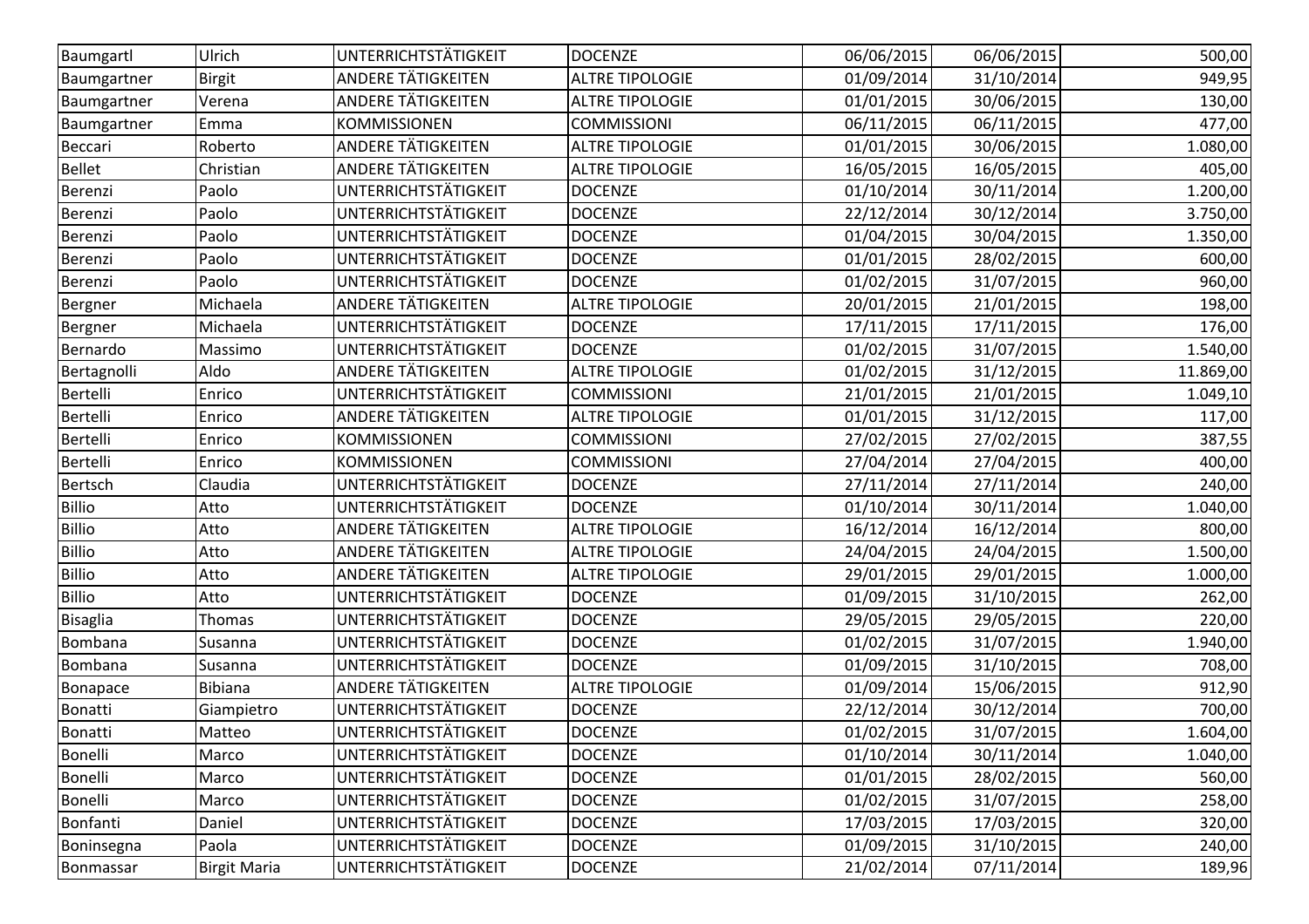| Baumgartl | Ulrich | UNTERRICHTSTÄTIGKEIT | DOCENZE | 06/06/2015 | 06/06/2015 | 500,00 |
|---|---|---|---|---|---|---|
| Baumgartner | Birgit | ANDERE TÄTIGKEITEN | ALTRE TIPOLOGIE | 01/09/2014 | 31/10/2014 | 949,95 |
| Baumgartner | Verena | ANDERE TÄTIGKEITEN | ALTRE TIPOLOGIE | 01/01/2015 | 30/06/2015 | 130,00 |
| Baumgartner | Emma | KOMMISSIONEN | COMMISSIONI | 06/11/2015 | 06/11/2015 | 477,00 |
| Beccari | Roberto | ANDERE TÄTIGKEITEN | ALTRE TIPOLOGIE | 01/01/2015 | 30/06/2015 | 1.080,00 |
| Bellet | Christian | ANDERE TÄTIGKEITEN | ALTRE TIPOLOGIE | 16/05/2015 | 16/05/2015 | 405,00 |
| Berenzi | Paolo | UNTERRICHTSTÄTIGKEIT | DOCENZE | 01/10/2014 | 30/11/2014 | 1.200,00 |
| Berenzi | Paolo | UNTERRICHTSTÄTIGKEIT | DOCENZE | 22/12/2014 | 30/12/2014 | 3.750,00 |
| Berenzi | Paolo | UNTERRICHTSTÄTIGKEIT | DOCENZE | 01/04/2015 | 30/04/2015 | 1.350,00 |
| Berenzi | Paolo | UNTERRICHTSTÄTIGKEIT | DOCENZE | 01/01/2015 | 28/02/2015 | 600,00 |
| Berenzi | Paolo | UNTERRICHTSTÄTIGKEIT | DOCENZE | 01/02/2015 | 31/07/2015 | 960,00 |
| Bergner | Michaela | ANDERE TÄTIGKEITEN | ALTRE TIPOLOGIE | 20/01/2015 | 21/01/2015 | 198,00 |
| Bergner | Michaela | UNTERRICHTSTÄTIGKEIT | DOCENZE | 17/11/2015 | 17/11/2015 | 176,00 |
| Bernardo | Massimo | UNTERRICHTSTÄTIGKEIT | DOCENZE | 01/02/2015 | 31/07/2015 | 1.540,00 |
| Bertagnolli | Aldo | ANDERE TÄTIGKEITEN | ALTRE TIPOLOGIE | 01/02/2015 | 31/12/2015 | 11.869,00 |
| Bertelli | Enrico | UNTERRICHTSTÄTIGKEIT | COMMISSIONI | 21/01/2015 | 21/01/2015 | 1.049,10 |
| Bertelli | Enrico | ANDERE TÄTIGKEITEN | ALTRE TIPOLOGIE | 01/01/2015 | 31/12/2015 | 117,00 |
| Bertelli | Enrico | KOMMISSIONEN | COMMISSIONI | 27/02/2015 | 27/02/2015 | 387,55 |
| Bertelli | Enrico | KOMMISSIONEN | COMMISSIONI | 27/04/2014 | 27/04/2015 | 400,00 |
| Bertsch | Claudia | UNTERRICHTSTÄTIGKEIT | DOCENZE | 27/11/2014 | 27/11/2014 | 240,00 |
| Billio | Atto | UNTERRICHTSTÄTIGKEIT | DOCENZE | 01/10/2014 | 30/11/2014 | 1.040,00 |
| Billio | Atto | ANDERE TÄTIGKEITEN | ALTRE TIPOLOGIE | 16/12/2014 | 16/12/2014 | 800,00 |
| Billio | Atto | ANDERE TÄTIGKEITEN | ALTRE TIPOLOGIE | 24/04/2015 | 24/04/2015 | 1.500,00 |
| Billio | Atto | ANDERE TÄTIGKEITEN | ALTRE TIPOLOGIE | 29/01/2015 | 29/01/2015 | 1.000,00 |
| Billio | Atto | UNTERRICHTSTÄTIGKEIT | DOCENZE | 01/09/2015 | 31/10/2015 | 262,00 |
| Bisaglia | Thomas | UNTERRICHTSTÄTIGKEIT | DOCENZE | 29/05/2015 | 29/05/2015 | 220,00 |
| Bombana | Susanna | UNTERRICHTSTÄTIGKEIT | DOCENZE | 01/02/2015 | 31/07/2015 | 1.940,00 |
| Bombana | Susanna | UNTERRICHTSTÄTIGKEIT | DOCENZE | 01/09/2015 | 31/10/2015 | 708,00 |
| Bonapace | Bibiana | ANDERE TÄTIGKEITEN | ALTRE TIPOLOGIE | 01/09/2014 | 15/06/2015 | 912,90 |
| Bonatti | Giampietro | UNTERRICHTSTÄTIGKEIT | DOCENZE | 22/12/2014 | 30/12/2014 | 700,00 |
| Bonatti | Matteo | UNTERRICHTSTÄTIGKEIT | DOCENZE | 01/02/2015 | 31/07/2015 | 1.604,00 |
| Bonelli | Marco | UNTERRICHTSTÄTIGKEIT | DOCENZE | 01/10/2014 | 30/11/2014 | 1.040,00 |
| Bonelli | Marco | UNTERRICHTSTÄTIGKEIT | DOCENZE | 01/01/2015 | 28/02/2015 | 560,00 |
| Bonelli | Marco | UNTERRICHTSTÄTIGKEIT | DOCENZE | 01/02/2015 | 31/07/2015 | 258,00 |
| Bonfanti | Daniel | UNTERRICHTSTÄTIGKEIT | DOCENZE | 17/03/2015 | 17/03/2015 | 320,00 |
| Boninsegna | Paola | UNTERRICHTSTÄTIGKEIT | DOCENZE | 01/09/2015 | 31/10/2015 | 240,00 |
| Bonmassar | Birgit Maria | UNTERRICHTSTÄTIGKEIT | DOCENZE | 21/02/2014 | 07/11/2014 | 189,96 |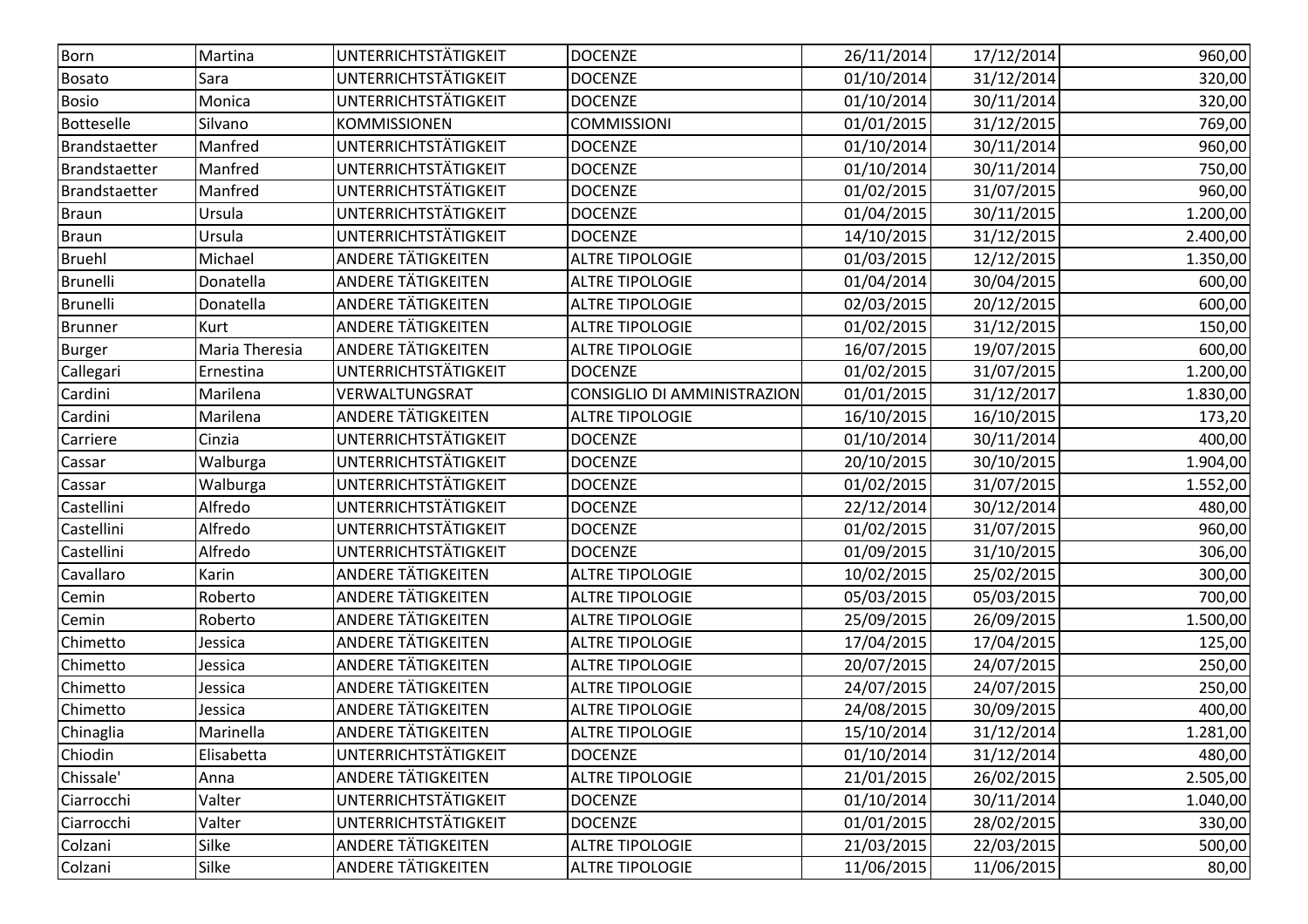| Born | Martina | UNTERRICHTSTÄTIGKEIT | DOCENZE | 26/11/2014 | 17/12/2014 | 960,00 |
|---|---|---|---|---|---|---|
| Bosato | Sara | UNTERRICHTSTÄTIGKEIT | DOCENZE | 01/10/2014 | 31/12/2014 | 320,00 |
| Bosio | Monica | UNTERRICHTSTÄTIGKEIT | DOCENZE | 01/10/2014 | 30/11/2014 | 320,00 |
| Botteselle | Silvano | KOMMISSIONEN | COMMISSIONI | 01/01/2015 | 31/12/2015 | 769,00 |
| Brandstaetter | Manfred | UNTERRICHTSTÄTIGKEIT | DOCENZE | 01/10/2014 | 30/11/2014 | 960,00 |
| Brandstaetter | Manfred | UNTERRICHTSTÄTIGKEIT | DOCENZE | 01/10/2014 | 30/11/2014 | 750,00 |
| Brandstaetter | Manfred | UNTERRICHTSTÄTIGKEIT | DOCENZE | 01/02/2015 | 31/07/2015 | 960,00 |
| Braun | Ursula | UNTERRICHTSTÄTIGKEIT | DOCENZE | 01/04/2015 | 30/11/2015 | 1.200,00 |
| Braun | Ursula | UNTERRICHTSTÄTIGKEIT | DOCENZE | 14/10/2015 | 31/12/2015 | 2.400,00 |
| Bruehl | Michael | ANDERE TÄTIGKEITEN | ALTRE TIPOLOGIE | 01/03/2015 | 12/12/2015 | 1.350,00 |
| Brunelli | Donatella | ANDERE TÄTIGKEITEN | ALTRE TIPOLOGIE | 01/04/2014 | 30/04/2015 | 600,00 |
| Brunelli | Donatella | ANDERE TÄTIGKEITEN | ALTRE TIPOLOGIE | 02/03/2015 | 20/12/2015 | 600,00 |
| Brunner | Kurt | ANDERE TÄTIGKEITEN | ALTRE TIPOLOGIE | 01/02/2015 | 31/12/2015 | 150,00 |
| Burger | Maria Theresia | ANDERE TÄTIGKEITEN | ALTRE TIPOLOGIE | 16/07/2015 | 19/07/2015 | 600,00 |
| Callegari | Ernestina | UNTERRICHTSTÄTIGKEIT | DOCENZE | 01/02/2015 | 31/07/2015 | 1.200,00 |
| Cardini | Marilena | VERWALTUNGSRAT | CONSIGLIO DI AMMINISTRAZION | 01/01/2015 | 31/12/2017 | 1.830,00 |
| Cardini | Marilena | ANDERE TÄTIGKEITEN | ALTRE TIPOLOGIE | 16/10/2015 | 16/10/2015 | 173,20 |
| Carriere | Cinzia | UNTERRICHTSTÄTIGKEIT | DOCENZE | 01/10/2014 | 30/11/2014 | 400,00 |
| Cassar | Walburga | UNTERRICHTSTÄTIGKEIT | DOCENZE | 20/10/2015 | 30/10/2015 | 1.904,00 |
| Cassar | Walburga | UNTERRICHTSTÄTIGKEIT | DOCENZE | 01/02/2015 | 31/07/2015 | 1.552,00 |
| Castellini | Alfredo | UNTERRICHTSTÄTIGKEIT | DOCENZE | 22/12/2014 | 30/12/2014 | 480,00 |
| Castellini | Alfredo | UNTERRICHTSTÄTIGKEIT | DOCENZE | 01/02/2015 | 31/07/2015 | 960,00 |
| Castellini | Alfredo | UNTERRICHTSTÄTIGKEIT | DOCENZE | 01/09/2015 | 31/10/2015 | 306,00 |
| Cavallaro | Karin | ANDERE TÄTIGKEITEN | ALTRE TIPOLOGIE | 10/02/2015 | 25/02/2015 | 300,00 |
| Cemin | Roberto | ANDERE TÄTIGKEITEN | ALTRE TIPOLOGIE | 05/03/2015 | 05/03/2015 | 700,00 |
| Cemin | Roberto | ANDERE TÄTIGKEITEN | ALTRE TIPOLOGIE | 25/09/2015 | 26/09/2015 | 1.500,00 |
| Chimetto | Jessica | ANDERE TÄTIGKEITEN | ALTRE TIPOLOGIE | 17/04/2015 | 17/04/2015 | 125,00 |
| Chimetto | Jessica | ANDERE TÄTIGKEITEN | ALTRE TIPOLOGIE | 20/07/2015 | 24/07/2015 | 250,00 |
| Chimetto | Jessica | ANDERE TÄTIGKEITEN | ALTRE TIPOLOGIE | 24/07/2015 | 24/07/2015 | 250,00 |
| Chimetto | Jessica | ANDERE TÄTIGKEITEN | ALTRE TIPOLOGIE | 24/08/2015 | 30/09/2015 | 400,00 |
| Chinaglia | Marinella | ANDERE TÄTIGKEITEN | ALTRE TIPOLOGIE | 15/10/2014 | 31/12/2014 | 1.281,00 |
| Chiodin | Elisabetta | UNTERRICHTSTÄTIGKEIT | DOCENZE | 01/10/2014 | 31/12/2014 | 480,00 |
| Chissale' | Anna | ANDERE TÄTIGKEITEN | ALTRE TIPOLOGIE | 21/01/2015 | 26/02/2015 | 2.505,00 |
| Ciarrocchi | Valter | UNTERRICHTSTÄTIGKEIT | DOCENZE | 01/10/2014 | 30/11/2014 | 1.040,00 |
| Ciarrocchi | Valter | UNTERRICHTSTÄTIGKEIT | DOCENZE | 01/01/2015 | 28/02/2015 | 330,00 |
| Colzani | Silke | ANDERE TÄTIGKEITEN | ALTRE TIPOLOGIE | 21/03/2015 | 22/03/2015 | 500,00 |
| Colzani | Silke | ANDERE TÄTIGKEITEN | ALTRE TIPOLOGIE | 11/06/2015 | 11/06/2015 | 80,00 |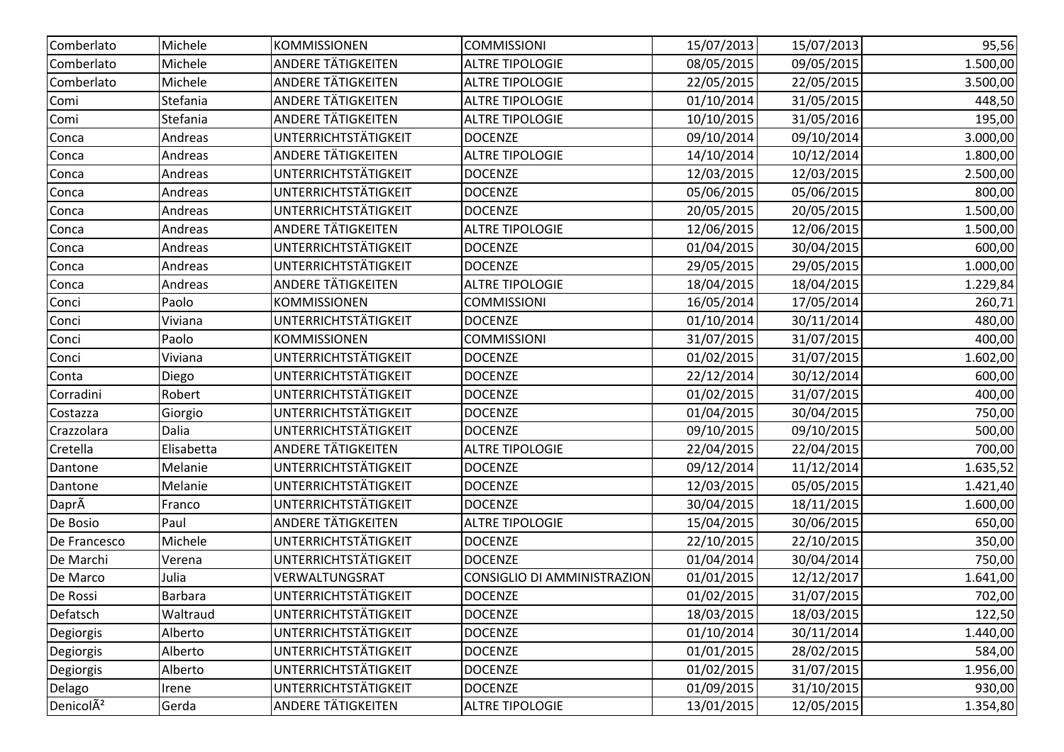| Comberlato | Michele | KOMMISSIONEN | COMMISSIONI | 15/07/2013 | 15/07/2013 | 95,56 |
|---|---|---|---|---|---|---|
| Comberlato | Michele | ANDERE TÄTIGKEITEN | ALTRE TIPOLOGIE | 08/05/2015 | 09/05/2015 | 1.500,00 |
| Comberlato | Michele | ANDERE TÄTIGKEITEN | ALTRE TIPOLOGIE | 22/05/2015 | 22/05/2015 | 3.500,00 |
| Comi | Stefania | ANDERE TÄTIGKEITEN | ALTRE TIPOLOGIE | 01/10/2014 | 31/05/2015 | 448,50 |
| Comi | Stefania | ANDERE TÄTIGKEITEN | ALTRE TIPOLOGIE | 10/10/2015 | 31/05/2016 | 195,00 |
| Conca | Andreas | UNTERRICHTSTÄTIGKEIT | DOCENZE | 09/10/2014 | 09/10/2014 | 3.000,00 |
| Conca | Andreas | ANDERE TÄTIGKEITEN | ALTRE TIPOLOGIE | 14/10/2014 | 10/12/2014 | 1.800,00 |
| Conca | Andreas | UNTERRICHTSTÄTIGKEIT | DOCENZE | 12/03/2015 | 12/03/2015 | 2.500,00 |
| Conca | Andreas | UNTERRICHTSTÄTIGKEIT | DOCENZE | 05/06/2015 | 05/06/2015 | 800,00 |
| Conca | Andreas | UNTERRICHTSTÄTIGKEIT | DOCENZE | 20/05/2015 | 20/05/2015 | 1.500,00 |
| Conca | Andreas | ANDERE TÄTIGKEITEN | ALTRE TIPOLOGIE | 12/06/2015 | 12/06/2015 | 1.500,00 |
| Conca | Andreas | UNTERRICHTSTÄTIGKEIT | DOCENZE | 01/04/2015 | 30/04/2015 | 600,00 |
| Conca | Andreas | UNTERRICHTSTÄTIGKEIT | DOCENZE | 29/05/2015 | 29/05/2015 | 1.000,00 |
| Conca | Andreas | ANDERE TÄTIGKEITEN | ALTRE TIPOLOGIE | 18/04/2015 | 18/04/2015 | 1.229,84 |
| Conci | Paolo | KOMMISSIONEN | COMMISSIONI | 16/05/2014 | 17/05/2014 | 260,71 |
| Conci | Viviana | UNTERRICHTSTÄTIGKEIT | DOCENZE | 01/10/2014 | 30/11/2014 | 480,00 |
| Conci | Paolo | KOMMISSIONEN | COMMISSIONI | 31/07/2015 | 31/07/2015 | 400,00 |
| Conci | Viviana | UNTERRICHTSTÄTIGKEIT | DOCENZE | 01/02/2015 | 31/07/2015 | 1.602,00 |
| Conta | Diego | UNTERRICHTSTÄTIGKEIT | DOCENZE | 22/12/2014 | 30/12/2014 | 600,00 |
| Corradini | Robert | UNTERRICHTSTÄTIGKEIT | DOCENZE | 01/02/2015 | 31/07/2015 | 400,00 |
| Costazza | Giorgio | UNTERRICHTSTÄTIGKEIT | DOCENZE | 01/04/2015 | 30/04/2015 | 750,00 |
| Crazzolara | Dalia | UNTERRICHTSTÄTIGKEIT | DOCENZE | 09/10/2015 | 09/10/2015 | 500,00 |
| Cretella | Elisabetta | ANDERE TÄTIGKEITEN | ALTRE TIPOLOGIE | 22/04/2015 | 22/04/2015 | 700,00 |
| Dantone | Melanie | UNTERRICHTSTÄTIGKEIT | DOCENZE | 09/12/2014 | 11/12/2014 | 1.635,52 |
| Dantone | Melanie | UNTERRICHTSTÄTIGKEIT | DOCENZE | 12/03/2015 | 05/05/2015 | 1.421,40 |
| DaprÃ | Franco | UNTERRICHTSTÄTIGKEIT | DOCENZE | 30/04/2015 | 18/11/2015 | 1.600,00 |
| De Bosio | Paul | ANDERE TÄTIGKEITEN | ALTRE TIPOLOGIE | 15/04/2015 | 30/06/2015 | 650,00 |
| De Francesco | Michele | UNTERRICHTSTÄTIGKEIT | DOCENZE | 22/10/2015 | 22/10/2015 | 350,00 |
| De Marchi | Verena | UNTERRICHTSTÄTIGKEIT | DOCENZE | 01/04/2014 | 30/04/2014 | 750,00 |
| De Marco | Julia | VERWALTUNGSRAT | CONSIGLIO DI AMMINISTRAZION | 01/01/2015 | 12/12/2017 | 1.641,00 |
| De Rossi | Barbara | UNTERRICHTSTÄTIGKEIT | DOCENZE | 01/02/2015 | 31/07/2015 | 702,00 |
| Defatsch | Waltraud | UNTERRICHTSTÄTIGKEIT | DOCENZE | 18/03/2015 | 18/03/2015 | 122,50 |
| Degiorgis | Alberto | UNTERRICHTSTÄTIGKEIT | DOCENZE | 01/10/2014 | 30/11/2014 | 1.440,00 |
| Degiorgis | Alberto | UNTERRICHTSTÄTIGKEIT | DOCENZE | 01/01/2015 | 28/02/2015 | 584,00 |
| Degiorgis | Alberto | UNTERRICHTSTÄTIGKEIT | DOCENZE | 01/02/2015 | 31/07/2015 | 1.956,00 |
| Delago | Irene | UNTERRICHTSTÄTIGKEIT | DOCENZE | 01/09/2015 | 31/10/2015 | 930,00 |
| DenicolÃ² | Gerda | ANDERE TÄTIGKEITEN | ALTRE TIPOLOGIE | 13/01/2015 | 12/05/2015 | 1.354,80 |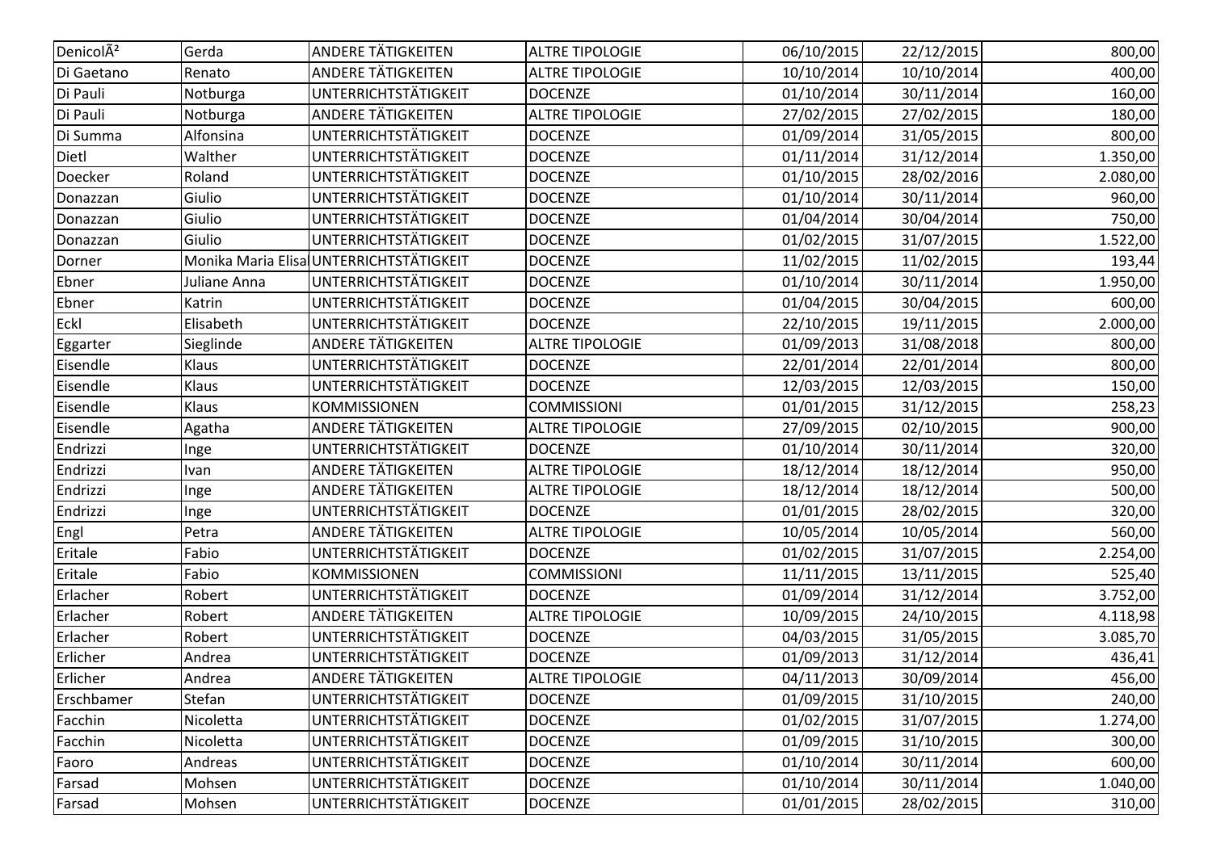| DenicolÃ² | Gerda | ANDERE TÄTIGKEITEN | ALTRE TIPOLOGIE | 06/10/2015 | 22/12/2015 | 800,00 |
|---|---|---|---|---|---|---|
| Di Gaetano | Renato | ANDERE TÄTIGKEITEN | ALTRE TIPOLOGIE | 10/10/2014 | 10/10/2014 | 400,00 |
| Di Pauli | Notburga | UNTERRICHTSTÄTIGKEIT | DOCENZE | 01/10/2014 | 30/11/2014 | 160,00 |
| Di Pauli | Notburga | ANDERE TÄTIGKEITEN | ALTRE TIPOLOGIE | 27/02/2015 | 27/02/2015 | 180,00 |
| Di Summa | Alfonsina | UNTERRICHTSTÄTIGKEIT | DOCENZE | 01/09/2014 | 31/05/2015 | 800,00 |
| Dietl | Walther | UNTERRICHTSTÄTIGKEIT | DOCENZE | 01/11/2014 | 31/12/2014 | 1.350,00 |
| Doecker | Roland | UNTERRICHTSTÄTIGKEIT | DOCENZE | 01/10/2015 | 28/02/2016 | 2.080,00 |
| Donazzan | Giulio | UNTERRICHTSTÄTIGKEIT | DOCENZE | 01/10/2014 | 30/11/2014 | 960,00 |
| Donazzan | Giulio | UNTERRICHTSTÄTIGKEIT | DOCENZE | 01/04/2014 | 30/04/2014 | 750,00 |
| Donazzan | Giulio | UNTERRICHTSTÄTIGKEIT | DOCENZE | 01/02/2015 | 31/07/2015 | 1.522,00 |
| Dorner | Monika Maria Elisa | UNTERRICHTSTÄTIGKEIT | DOCENZE | 11/02/2015 | 11/02/2015 | 193,44 |
| Ebner | Juliane Anna | UNTERRICHTSTÄTIGKEIT | DOCENZE | 01/10/2014 | 30/11/2014 | 1.950,00 |
| Ebner | Katrin | UNTERRICHTSTÄTIGKEIT | DOCENZE | 01/04/2015 | 30/04/2015 | 600,00 |
| Eckl | Elisabeth | UNTERRICHTSTÄTIGKEIT | DOCENZE | 22/10/2015 | 19/11/2015 | 2.000,00 |
| Eggarter | Sieglinde | ANDERE TÄTIGKEITEN | ALTRE TIPOLOGIE | 01/09/2013 | 31/08/2018 | 800,00 |
| Eisendle | Klaus | UNTERRICHTSTÄTIGKEIT | DOCENZE | 22/01/2014 | 22/01/2014 | 800,00 |
| Eisendle | Klaus | UNTERRICHTSTÄTIGKEIT | DOCENZE | 12/03/2015 | 12/03/2015 | 150,00 |
| Eisendle | Klaus | KOMMISSIONEN | COMMISSIONI | 01/01/2015 | 31/12/2015 | 258,23 |
| Eisendle | Agatha | ANDERE TÄTIGKEITEN | ALTRE TIPOLOGIE | 27/09/2015 | 02/10/2015 | 900,00 |
| Endrizzi | Inge | UNTERRICHTSTÄTIGKEIT | DOCENZE | 01/10/2014 | 30/11/2014 | 320,00 |
| Endrizzi | Ivan | ANDERE TÄTIGKEITEN | ALTRE TIPOLOGIE | 18/12/2014 | 18/12/2014 | 950,00 |
| Endrizzi | Inge | ANDERE TÄTIGKEITEN | ALTRE TIPOLOGIE | 18/12/2014 | 18/12/2014 | 500,00 |
| Endrizzi | Inge | UNTERRICHTSTÄTIGKEIT | DOCENZE | 01/01/2015 | 28/02/2015 | 320,00 |
| Engl | Petra | ANDERE TÄTIGKEITEN | ALTRE TIPOLOGIE | 10/05/2014 | 10/05/2014 | 560,00 |
| Eritale | Fabio | UNTERRICHTSTÄTIGKEIT | DOCENZE | 01/02/2015 | 31/07/2015 | 2.254,00 |
| Eritale | Fabio | KOMMISSIONEN | COMMISSIONI | 11/11/2015 | 13/11/2015 | 525,40 |
| Erlacher | Robert | UNTERRICHTSTÄTIGKEIT | DOCENZE | 01/09/2014 | 31/12/2014 | 3.752,00 |
| Erlacher | Robert | ANDERE TÄTIGKEITEN | ALTRE TIPOLOGIE | 10/09/2015 | 24/10/2015 | 4.118,98 |
| Erlacher | Robert | UNTERRICHTSTÄTIGKEIT | DOCENZE | 04/03/2015 | 31/05/2015 | 3.085,70 |
| Erlicher | Andrea | UNTERRICHTSTÄTIGKEIT | DOCENZE | 01/09/2013 | 31/12/2014 | 436,41 |
| Erlicher | Andrea | ANDERE TÄTIGKEITEN | ALTRE TIPOLOGIE | 04/11/2013 | 30/09/2014 | 456,00 |
| Erschbamer | Stefan | UNTERRICHTSTÄTIGKEIT | DOCENZE | 01/09/2015 | 31/10/2015 | 240,00 |
| Facchin | Nicoletta | UNTERRICHTSTÄTIGKEIT | DOCENZE | 01/02/2015 | 31/07/2015 | 1.274,00 |
| Facchin | Nicoletta | UNTERRICHTSTÄTIGKEIT | DOCENZE | 01/09/2015 | 31/10/2015 | 300,00 |
| Faoro | Andreas | UNTERRICHTSTÄTIGKEIT | DOCENZE | 01/10/2014 | 30/11/2014 | 600,00 |
| Farsad | Mohsen | UNTERRICHTSTÄTIGKEIT | DOCENZE | 01/10/2014 | 30/11/2014 | 1.040,00 |
| Farsad | Mohsen | UNTERRICHTSTÄTIGKEIT | DOCENZE | 01/01/2015 | 28/02/2015 | 310,00 |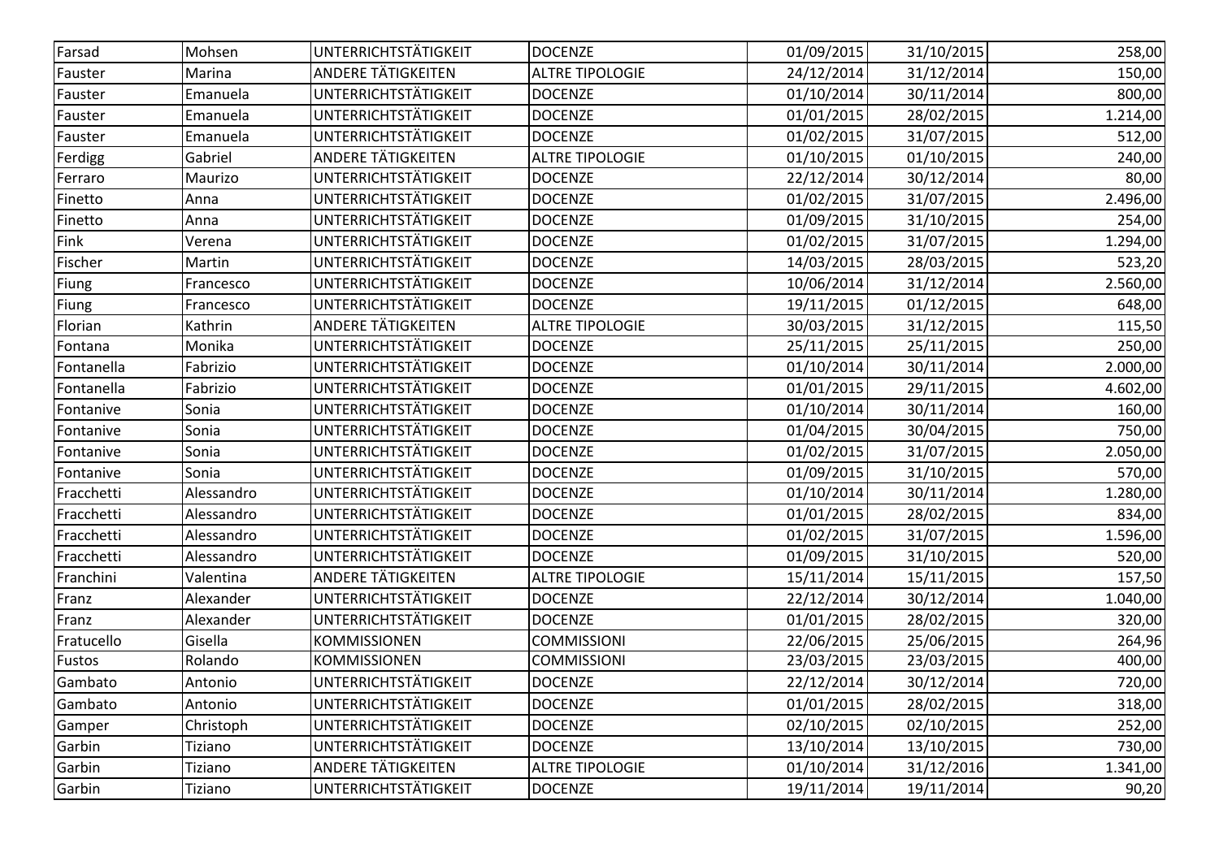| | | | | | | |
|---|---|---|---|---|---|---|
| Farsad | Mohsen | UNTERRICHTSTÄTIGKEIT | DOCENZE | 01/09/2015 | 31/10/2015 | 258,00 |
| Fauster | Marina | ANDERE TÄTIGKEITEN | ALTRE TIPOLOGIE | 24/12/2014 | 31/12/2014 | 150,00 |
| Fauster | Emanuela | UNTERRICHTSTÄTIGKEIT | DOCENZE | 01/10/2014 | 30/11/2014 | 800,00 |
| Fauster | Emanuela | UNTERRICHTSTÄTIGKEIT | DOCENZE | 01/01/2015 | 28/02/2015 | 1.214,00 |
| Fauster | Emanuela | UNTERRICHTSTÄTIGKEIT | DOCENZE | 01/02/2015 | 31/07/2015 | 512,00 |
| Ferdigg | Gabriel | ANDERE TÄTIGKEITEN | ALTRE TIPOLOGIE | 01/10/2015 | 01/10/2015 | 240,00 |
| Ferraro | Maurizo | UNTERRICHTSTÄTIGKEIT | DOCENZE | 22/12/2014 | 30/12/2014 | 80,00 |
| Finetto | Anna | UNTERRICHTSTÄTIGKEIT | DOCENZE | 01/02/2015 | 31/07/2015 | 2.496,00 |
| Finetto | Anna | UNTERRICHTSTÄTIGKEIT | DOCENZE | 01/09/2015 | 31/10/2015 | 254,00 |
| Fink | Verena | UNTERRICHTSTÄTIGKEIT | DOCENZE | 01/02/2015 | 31/07/2015 | 1.294,00 |
| Fischer | Martin | UNTERRICHTSTÄTIGKEIT | DOCENZE | 14/03/2015 | 28/03/2015 | 523,20 |
| Fiung | Francesco | UNTERRICHTSTÄTIGKEIT | DOCENZE | 10/06/2014 | 31/12/2014 | 2.560,00 |
| Fiung | Francesco | UNTERRICHTSTÄTIGKEIT | DOCENZE | 19/11/2015 | 01/12/2015 | 648,00 |
| Florian | Kathrin | ANDERE TÄTIGKEITEN | ALTRE TIPOLOGIE | 30/03/2015 | 31/12/2015 | 115,50 |
| Fontana | Monika | UNTERRICHTSTÄTIGKEIT | DOCENZE | 25/11/2015 | 25/11/2015 | 250,00 |
| Fontanella | Fabrizio | UNTERRICHTSTÄTIGKEIT | DOCENZE | 01/10/2014 | 30/11/2014 | 2.000,00 |
| Fontanella | Fabrizio | UNTERRICHTSTÄTIGKEIT | DOCENZE | 01/01/2015 | 29/11/2015 | 4.602,00 |
| Fontanive | Sonia | UNTERRICHTSTÄTIGKEIT | DOCENZE | 01/10/2014 | 30/11/2014 | 160,00 |
| Fontanive | Sonia | UNTERRICHTSTÄTIGKEIT | DOCENZE | 01/04/2015 | 30/04/2015 | 750,00 |
| Fontanive | Sonia | UNTERRICHTSTÄTIGKEIT | DOCENZE | 01/02/2015 | 31/07/2015 | 2.050,00 |
| Fontanive | Sonia | UNTERRICHTSTÄTIGKEIT | DOCENZE | 01/09/2015 | 31/10/2015 | 570,00 |
| Fracchetti | Alessandro | UNTERRICHTSTÄTIGKEIT | DOCENZE | 01/10/2014 | 30/11/2014 | 1.280,00 |
| Fracchetti | Alessandro | UNTERRICHTSTÄTIGKEIT | DOCENZE | 01/01/2015 | 28/02/2015 | 834,00 |
| Fracchetti | Alessandro | UNTERRICHTSTÄTIGKEIT | DOCENZE | 01/02/2015 | 31/07/2015 | 1.596,00 |
| Fracchetti | Alessandro | UNTERRICHTSTÄTIGKEIT | DOCENZE | 01/09/2015 | 31/10/2015 | 520,00 |
| Franchini | Valentina | ANDERE TÄTIGKEITEN | ALTRE TIPOLOGIE | 15/11/2014 | 15/11/2015 | 157,50 |
| Franz | Alexander | UNTERRICHTSTÄTIGKEIT | DOCENZE | 22/12/2014 | 30/12/2014 | 1.040,00 |
| Franz | Alexander | UNTERRICHTSTÄTIGKEIT | DOCENZE | 01/01/2015 | 28/02/2015 | 320,00 |
| Fratucello | Gisella | KOMMISSIONEN | COMMISSIONI | 22/06/2015 | 25/06/2015 | 264,96 |
| Fustos | Rolando | KOMMISSIONEN | COMMISSIONI | 23/03/2015 | 23/03/2015 | 400,00 |
| Gambato | Antonio | UNTERRICHTSTÄTIGKEIT | DOCENZE | 22/12/2014 | 30/12/2014 | 720,00 |
| Gambato | Antonio | UNTERRICHTSTÄTIGKEIT | DOCENZE | 01/01/2015 | 28/02/2015 | 318,00 |
| Gamper | Christoph | UNTERRICHTSTÄTIGKEIT | DOCENZE | 02/10/2015 | 02/10/2015 | 252,00 |
| Garbin | Tiziano | UNTERRICHTSTÄTIGKEIT | DOCENZE | 13/10/2014 | 13/10/2015 | 730,00 |
| Garbin | Tiziano | ANDERE TÄTIGKEITEN | ALTRE TIPOLOGIE | 01/10/2014 | 31/12/2016 | 1.341,00 |
| Garbin | Tiziano | UNTERRICHTSTÄTIGKEIT | DOCENZE | 19/11/2014 | 19/11/2014 | 90,20 |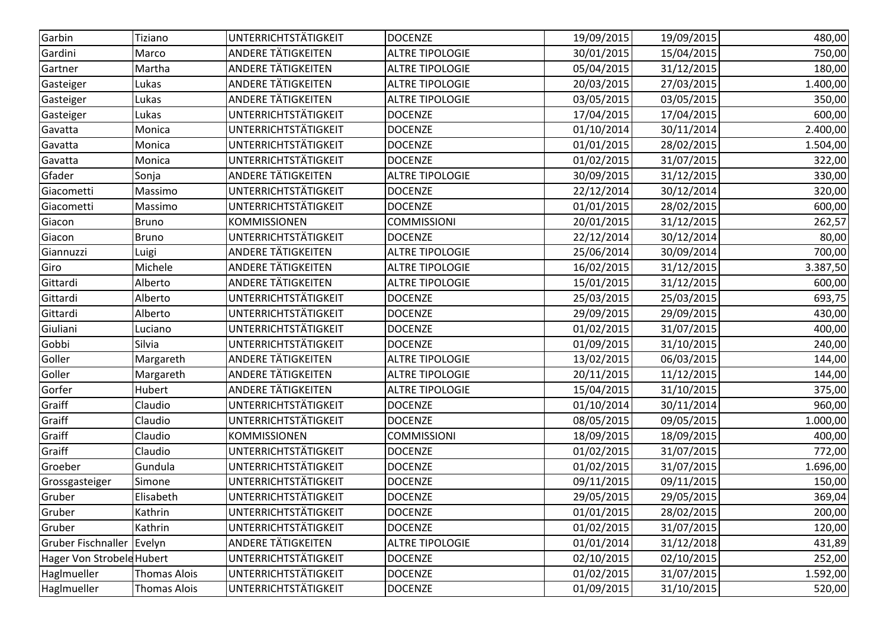| Garbin | Tiziano | UNTERRICHTSTÄTIGKEIT | DOCENZE | 19/09/2015 | 19/09/2015 | 480,00 |
|---|---|---|---|---|---|---|
| Gardini | Marco | ANDERE TÄTIGKEITEN | ALTRE TIPOLOGIE | 30/01/2015 | 15/04/2015 | 750,00 |
| Gartner | Martha | ANDERE TÄTIGKEITEN | ALTRE TIPOLOGIE | 05/04/2015 | 31/12/2015 | 180,00 |
| Gasteiger | Lukas | ANDERE TÄTIGKEITEN | ALTRE TIPOLOGIE | 20/03/2015 | 27/03/2015 | 1.400,00 |
| Gasteiger | Lukas | ANDERE TÄTIGKEITEN | ALTRE TIPOLOGIE | 03/05/2015 | 03/05/2015 | 350,00 |
| Gasteiger | Lukas | UNTERRICHTSTÄTIGKEIT | DOCENZE | 17/04/2015 | 17/04/2015 | 600,00 |
| Gavatta | Monica | UNTERRICHTSTÄTIGKEIT | DOCENZE | 01/10/2014 | 30/11/2014 | 2.400,00 |
| Gavatta | Monica | UNTERRICHTSTÄTIGKEIT | DOCENZE | 01/01/2015 | 28/02/2015 | 1.504,00 |
| Gavatta | Monica | UNTERRICHTSTÄTIGKEIT | DOCENZE | 01/02/2015 | 31/07/2015 | 322,00 |
| Gfader | Sonja | ANDERE TÄTIGKEITEN | ALTRE TIPOLOGIE | 30/09/2015 | 31/12/2015 | 330,00 |
| Giacometti | Massimo | UNTERRICHTSTÄTIGKEIT | DOCENZE | 22/12/2014 | 30/12/2014 | 320,00 |
| Giacometti | Massimo | UNTERRICHTSTÄTIGKEIT | DOCENZE | 01/01/2015 | 28/02/2015 | 600,00 |
| Giacon | Bruno | KOMMISSIONEN | COMMISSIONI | 20/01/2015 | 31/12/2015 | 262,57 |
| Giacon | Bruno | UNTERRICHTSTÄTIGKEIT | DOCENZE | 22/12/2014 | 30/12/2014 | 80,00 |
| Giannuzzi | Luigi | ANDERE TÄTIGKEITEN | ALTRE TIPOLOGIE | 25/06/2014 | 30/09/2014 | 700,00 |
| Giro | Michele | ANDERE TÄTIGKEITEN | ALTRE TIPOLOGIE | 16/02/2015 | 31/12/2015 | 3.387,50 |
| Gittardi | Alberto | ANDERE TÄTIGKEITEN | ALTRE TIPOLOGIE | 15/01/2015 | 31/12/2015 | 600,00 |
| Gittardi | Alberto | UNTERRICHTSTÄTIGKEIT | DOCENZE | 25/03/2015 | 25/03/2015 | 693,75 |
| Gittardi | Alberto | UNTERRICHTSTÄTIGKEIT | DOCENZE | 29/09/2015 | 29/09/2015 | 430,00 |
| Giuliani | Luciano | UNTERRICHTSTÄTIGKEIT | DOCENZE | 01/02/2015 | 31/07/2015 | 400,00 |
| Gobbi | Silvia | UNTERRICHTSTÄTIGKEIT | DOCENZE | 01/09/2015 | 31/10/2015 | 240,00 |
| Goller | Margareth | ANDERE TÄTIGKEITEN | ALTRE TIPOLOGIE | 13/02/2015 | 06/03/2015 | 144,00 |
| Goller | Margareth | ANDERE TÄTIGKEITEN | ALTRE TIPOLOGIE | 20/11/2015 | 11/12/2015 | 144,00 |
| Gorfer | Hubert | ANDERE TÄTIGKEITEN | ALTRE TIPOLOGIE | 15/04/2015 | 31/10/2015 | 375,00 |
| Graiff | Claudio | UNTERRICHTSTÄTIGKEIT | DOCENZE | 01/10/2014 | 30/11/2014 | 960,00 |
| Graiff | Claudio | UNTERRICHTSTÄTIGKEIT | DOCENZE | 08/05/2015 | 09/05/2015 | 1.000,00 |
| Graiff | Claudio | KOMMISSIONEN | COMMISSIONI | 18/09/2015 | 18/09/2015 | 400,00 |
| Graiff | Claudio | UNTERRICHTSTÄTIGKEIT | DOCENZE | 01/02/2015 | 31/07/2015 | 772,00 |
| Groeber | Gundula | UNTERRICHTSTÄTIGKEIT | DOCENZE | 01/02/2015 | 31/07/2015 | 1.696,00 |
| Grossgasteiger | Simone | UNTERRICHTSTÄTIGKEIT | DOCENZE | 09/11/2015 | 09/11/2015 | 150,00 |
| Gruber | Elisabeth | UNTERRICHTSTÄTIGKEIT | DOCENZE | 29/05/2015 | 29/05/2015 | 369,04 |
| Gruber | Kathrin | UNTERRICHTSTÄTIGKEIT | DOCENZE | 01/01/2015 | 28/02/2015 | 200,00 |
| Gruber | Kathrin | UNTERRICHTSTÄTIGKEIT | DOCENZE | 01/02/2015 | 31/07/2015 | 120,00 |
| Gruber Fischnaller | Evelyn | ANDERE TÄTIGKEITEN | ALTRE TIPOLOGIE | 01/01/2014 | 31/12/2018 | 431,89 |
| Hager Von Strobele | Hubert | UNTERRICHTSTÄTIGKEIT | DOCENZE | 02/10/2015 | 02/10/2015 | 252,00 |
| Haglmueller | Thomas Alois | UNTERRICHTSTÄTIGKEIT | DOCENZE | 01/02/2015 | 31/07/2015 | 1.592,00 |
| Haglmueller | Thomas Alois | UNTERRICHTSTÄTIGKEIT | DOCENZE | 01/09/2015 | 31/10/2015 | 520,00 |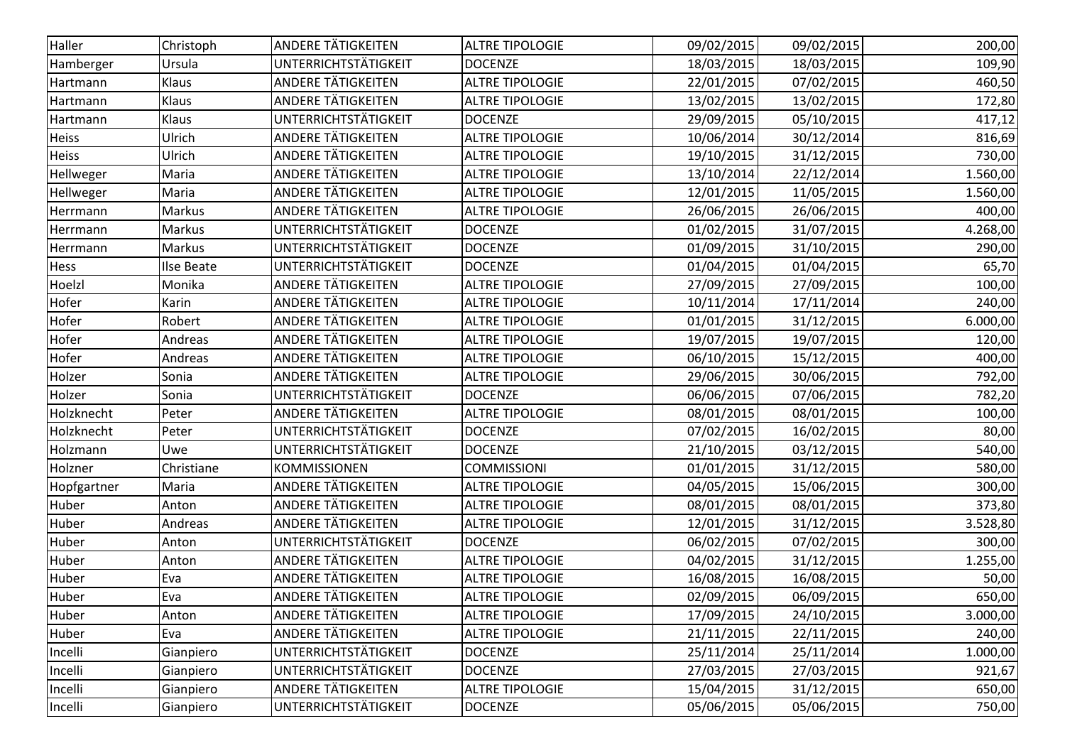| Haller | Christoph | ANDERE TÄTIGKEITEN | ALTRE TIPOLOGIE | 09/02/2015 | 09/02/2015 | 200,00 |
|---|---|---|---|---|---|---|
| Hamberger | Ursula | UNTERRICHTSTÄTIGKEIT | DOCENZE | 18/03/2015 | 18/03/2015 | 109,90 |
| Hartmann | Klaus | ANDERE TÄTIGKEITEN | ALTRE TIPOLOGIE | 22/01/2015 | 07/02/2015 | 460,50 |
| Hartmann | Klaus | ANDERE TÄTIGKEITEN | ALTRE TIPOLOGIE | 13/02/2015 | 13/02/2015 | 172,80 |
| Hartmann | Klaus | UNTERRICHTSTÄTIGKEIT | DOCENZE | 29/09/2015 | 05/10/2015 | 417,12 |
| Heiss | Ulrich | ANDERE TÄTIGKEITEN | ALTRE TIPOLOGIE | 10/06/2014 | 30/12/2014 | 816,69 |
| Heiss | Ulrich | ANDERE TÄTIGKEITEN | ALTRE TIPOLOGIE | 19/10/2015 | 31/12/2015 | 730,00 |
| Hellweger | Maria | ANDERE TÄTIGKEITEN | ALTRE TIPOLOGIE | 13/10/2014 | 22/12/2014 | 1.560,00 |
| Hellweger | Maria | ANDERE TÄTIGKEITEN | ALTRE TIPOLOGIE | 12/01/2015 | 11/05/2015 | 1.560,00 |
| Herrmann | Markus | ANDERE TÄTIGKEITEN | ALTRE TIPOLOGIE | 26/06/2015 | 26/06/2015 | 400,00 |
| Herrmann | Markus | UNTERRICHTSTÄTIGKEIT | DOCENZE | 01/02/2015 | 31/07/2015 | 4.268,00 |
| Herrmann | Markus | UNTERRICHTSTÄTIGKEIT | DOCENZE | 01/09/2015 | 31/10/2015 | 290,00 |
| Hess | Ilse Beate | UNTERRICHTSTÄTIGKEIT | DOCENZE | 01/04/2015 | 01/04/2015 | 65,70 |
| Hoelzl | Monika | ANDERE TÄTIGKEITEN | ALTRE TIPOLOGIE | 27/09/2015 | 27/09/2015 | 100,00 |
| Hofer | Karin | ANDERE TÄTIGKEITEN | ALTRE TIPOLOGIE | 10/11/2014 | 17/11/2014 | 240,00 |
| Hofer | Robert | ANDERE TÄTIGKEITEN | ALTRE TIPOLOGIE | 01/01/2015 | 31/12/2015 | 6.000,00 |
| Hofer | Andreas | ANDERE TÄTIGKEITEN | ALTRE TIPOLOGIE | 19/07/2015 | 19/07/2015 | 120,00 |
| Hofer | Andreas | ANDERE TÄTIGKEITEN | ALTRE TIPOLOGIE | 06/10/2015 | 15/12/2015 | 400,00 |
| Holzer | Sonia | ANDERE TÄTIGKEITEN | ALTRE TIPOLOGIE | 29/06/2015 | 30/06/2015 | 792,00 |
| Holzer | Sonia | UNTERRICHTSTÄTIGKEIT | DOCENZE | 06/06/2015 | 07/06/2015 | 782,20 |
| Holzknecht | Peter | ANDERE TÄTIGKEITEN | ALTRE TIPOLOGIE | 08/01/2015 | 08/01/2015 | 100,00 |
| Holzknecht | Peter | UNTERRICHTSTÄTIGKEIT | DOCENZE | 07/02/2015 | 16/02/2015 | 80,00 |
| Holzmann | Uwe | UNTERRICHTSTÄTIGKEIT | DOCENZE | 21/10/2015 | 03/12/2015 | 540,00 |
| Holzner | Christiane | KOMMISSIONEN | COMMISSIONI | 01/01/2015 | 31/12/2015 | 580,00 |
| Hopfgartner | Maria | ANDERE TÄTIGKEITEN | ALTRE TIPOLOGIE | 04/05/2015 | 15/06/2015 | 300,00 |
| Huber | Anton | ANDERE TÄTIGKEITEN | ALTRE TIPOLOGIE | 08/01/2015 | 08/01/2015 | 373,80 |
| Huber | Andreas | ANDERE TÄTIGKEITEN | ALTRE TIPOLOGIE | 12/01/2015 | 31/12/2015 | 3.528,80 |
| Huber | Anton | UNTERRICHTSTÄTIGKEIT | DOCENZE | 06/02/2015 | 07/02/2015 | 300,00 |
| Huber | Anton | ANDERE TÄTIGKEITEN | ALTRE TIPOLOGIE | 04/02/2015 | 31/12/2015 | 1.255,00 |
| Huber | Eva | ANDERE TÄTIGKEITEN | ALTRE TIPOLOGIE | 16/08/2015 | 16/08/2015 | 50,00 |
| Huber | Eva | ANDERE TÄTIGKEITEN | ALTRE TIPOLOGIE | 02/09/2015 | 06/09/2015 | 650,00 |
| Huber | Anton | ANDERE TÄTIGKEITEN | ALTRE TIPOLOGIE | 17/09/2015 | 24/10/2015 | 3.000,00 |
| Huber | Eva | ANDERE TÄTIGKEITEN | ALTRE TIPOLOGIE | 21/11/2015 | 22/11/2015 | 240,00 |
| Incelli | Gianpiero | UNTERRICHTSTÄTIGKEIT | DOCENZE | 25/11/2014 | 25/11/2014 | 1.000,00 |
| Incelli | Gianpiero | UNTERRICHTSTÄTIGKEIT | DOCENZE | 27/03/2015 | 27/03/2015 | 921,67 |
| Incelli | Gianpiero | ANDERE TÄTIGKEITEN | ALTRE TIPOLOGIE | 15/04/2015 | 31/12/2015 | 650,00 |
| Incelli | Gianpiero | UNTERRICHTSTÄTIGKEIT | DOCENZE | 05/06/2015 | 05/06/2015 | 750,00 |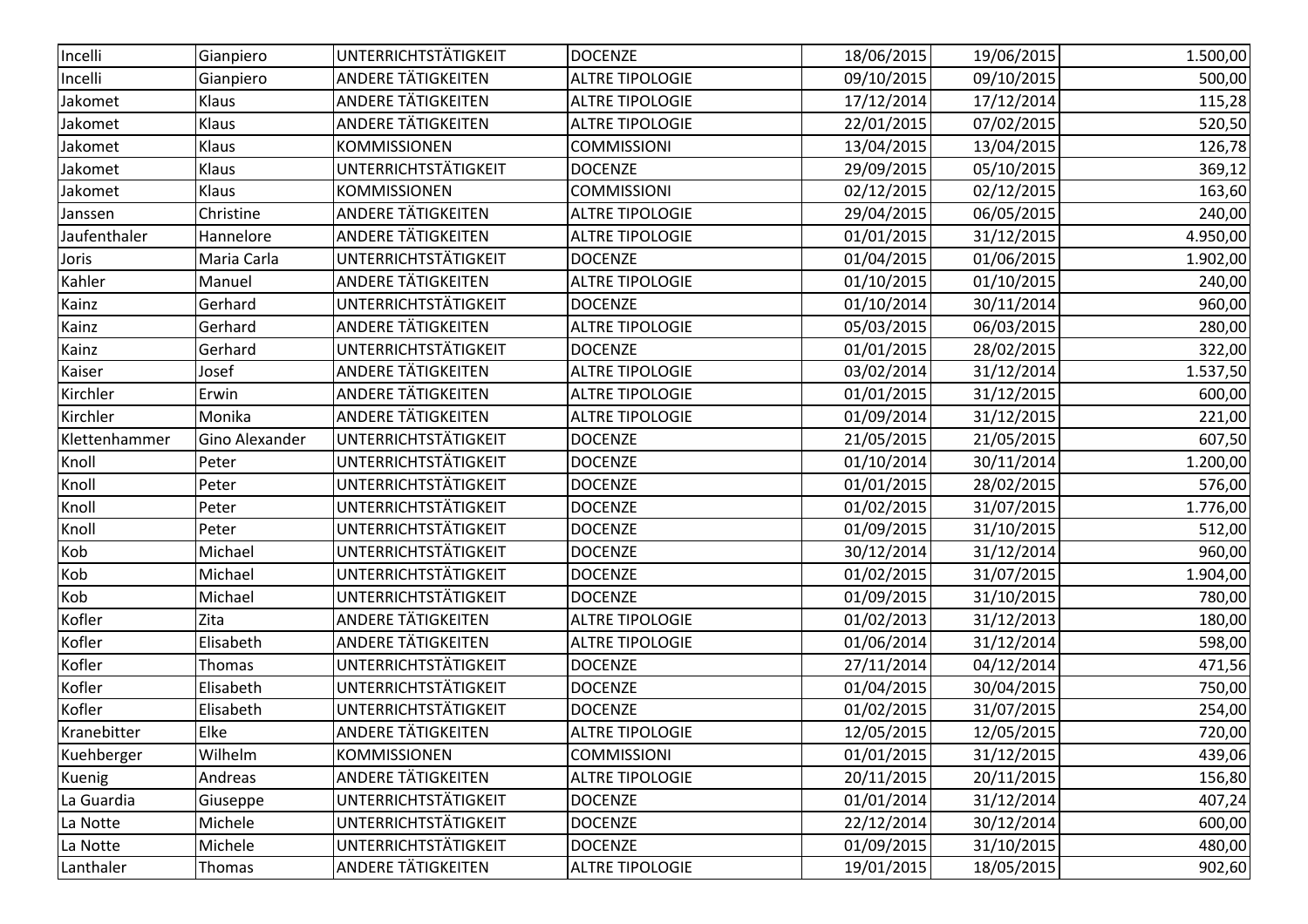| Incelli | Gianpiero | UNTERRICHTSTÄTIGKEIT | DOCENZE | 18/06/2015 | 19/06/2015 | 1.500,00 |
|---|---|---|---|---|---|---|
| Incelli | Gianpiero | ANDERE TÄTIGKEITEN | ALTRE TIPOLOGIE | 09/10/2015 | 09/10/2015 | 500,00 |
| Jakomet | Klaus | ANDERE TÄTIGKEITEN | ALTRE TIPOLOGIE | 17/12/2014 | 17/12/2014 | 115,28 |
| Jakomet | Klaus | ANDERE TÄTIGKEITEN | ALTRE TIPOLOGIE | 22/01/2015 | 07/02/2015 | 520,50 |
| Jakomet | Klaus | KOMMISSIONEN | COMMISSIONI | 13/04/2015 | 13/04/2015 | 126,78 |
| Jakomet | Klaus | UNTERRICHTSTÄTIGKEIT | DOCENZE | 29/09/2015 | 05/10/2015 | 369,12 |
| Jakomet | Klaus | KOMMISSIONEN | COMMISSIONI | 02/12/2015 | 02/12/2015 | 163,60 |
| Janssen | Christine | ANDERE TÄTIGKEITEN | ALTRE TIPOLOGIE | 29/04/2015 | 06/05/2015 | 240,00 |
| Jaufenthaler | Hannelore | ANDERE TÄTIGKEITEN | ALTRE TIPOLOGIE | 01/01/2015 | 31/12/2015 | 4.950,00 |
| Joris | Maria Carla | UNTERRICHTSTÄTIGKEIT | DOCENZE | 01/04/2015 | 01/06/2015 | 1.902,00 |
| Kahler | Manuel | ANDERE TÄTIGKEITEN | ALTRE TIPOLOGIE | 01/10/2015 | 01/10/2015 | 240,00 |
| Kainz | Gerhard | UNTERRICHTSTÄTIGKEIT | DOCENZE | 01/10/2014 | 30/11/2014 | 960,00 |
| Kainz | Gerhard | ANDERE TÄTIGKEITEN | ALTRE TIPOLOGIE | 05/03/2015 | 06/03/2015 | 280,00 |
| Kainz | Gerhard | UNTERRICHTSTÄTIGKEIT | DOCENZE | 01/01/2015 | 28/02/2015 | 322,00 |
| Kaiser | Josef | ANDERE TÄTIGKEITEN | ALTRE TIPOLOGIE | 03/02/2014 | 31/12/2014 | 1.537,50 |
| Kirchler | Erwin | ANDERE TÄTIGKEITEN | ALTRE TIPOLOGIE | 01/01/2015 | 31/12/2015 | 600,00 |
| Kirchler | Monika | ANDERE TÄTIGKEITEN | ALTRE TIPOLOGIE | 01/09/2014 | 31/12/2015 | 221,00 |
| Klettenhammer | Gino Alexander | UNTERRICHTSTÄTIGKEIT | DOCENZE | 21/05/2015 | 21/05/2015 | 607,50 |
| Knoll | Peter | UNTERRICHTSTÄTIGKEIT | DOCENZE | 01/10/2014 | 30/11/2014 | 1.200,00 |
| Knoll | Peter | UNTERRICHTSTÄTIGKEIT | DOCENZE | 01/01/2015 | 28/02/2015 | 576,00 |
| Knoll | Peter | UNTERRICHTSTÄTIGKEIT | DOCENZE | 01/02/2015 | 31/07/2015 | 1.776,00 |
| Knoll | Peter | UNTERRICHTSTÄTIGKEIT | DOCENZE | 01/09/2015 | 31/10/2015 | 512,00 |
| Kob | Michael | UNTERRICHTSTÄTIGKEIT | DOCENZE | 30/12/2014 | 31/12/2014 | 960,00 |
| Kob | Michael | UNTERRICHTSTÄTIGKEIT | DOCENZE | 01/02/2015 | 31/07/2015 | 1.904,00 |
| Kob | Michael | UNTERRICHTSTÄTIGKEIT | DOCENZE | 01/09/2015 | 31/10/2015 | 780,00 |
| Kofler | Zita | ANDERE TÄTIGKEITEN | ALTRE TIPOLOGIE | 01/02/2013 | 31/12/2013 | 180,00 |
| Kofler | Elisabeth | ANDERE TÄTIGKEITEN | ALTRE TIPOLOGIE | 01/06/2014 | 31/12/2014 | 598,00 |
| Kofler | Thomas | UNTERRICHTSTÄTIGKEIT | DOCENZE | 27/11/2014 | 04/12/2014 | 471,56 |
| Kofler | Elisabeth | UNTERRICHTSTÄTIGKEIT | DOCENZE | 01/04/2015 | 30/04/2015 | 750,00 |
| Kofler | Elisabeth | UNTERRICHTSTÄTIGKEIT | DOCENZE | 01/02/2015 | 31/07/2015 | 254,00 |
| Kranebitter | Elke | ANDERE TÄTIGKEITEN | ALTRE TIPOLOGIE | 12/05/2015 | 12/05/2015 | 720,00 |
| Kuehberger | Wilhelm | KOMMISSIONEN | COMMISSIONI | 01/01/2015 | 31/12/2015 | 439,06 |
| Kuenig | Andreas | ANDERE TÄTIGKEITEN | ALTRE TIPOLOGIE | 20/11/2015 | 20/11/2015 | 156,80 |
| La Guardia | Giuseppe | UNTERRICHTSTÄTIGKEIT | DOCENZE | 01/01/2014 | 31/12/2014 | 407,24 |
| La Notte | Michele | UNTERRICHTSTÄTIGKEIT | DOCENZE | 22/12/2014 | 30/12/2014 | 600,00 |
| La Notte | Michele | UNTERRICHTSTÄTIGKEIT | DOCENZE | 01/09/2015 | 31/10/2015 | 480,00 |
| Lanthaler | Thomas | ANDERE TÄTIGKEITEN | ALTRE TIPOLOGIE | 19/01/2015 | 18/05/2015 | 902,60 |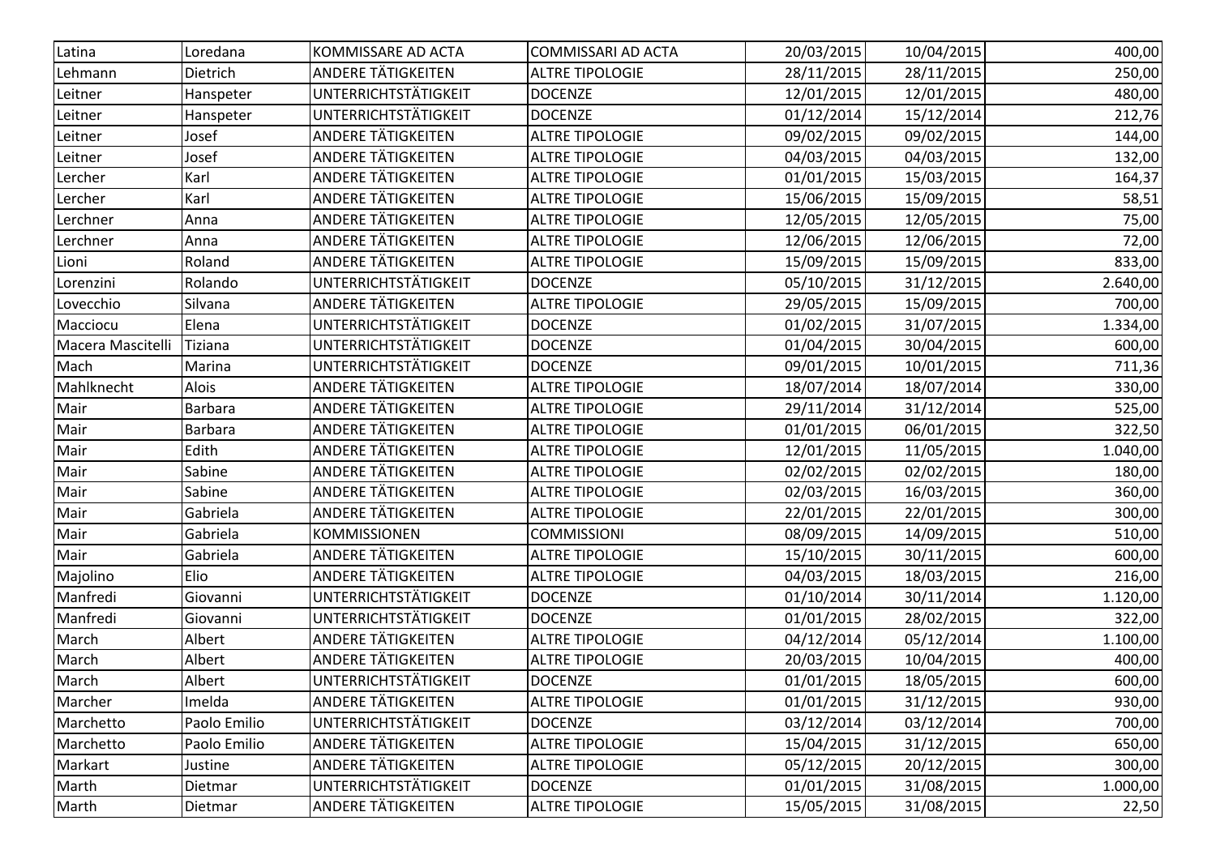| | | | | | | |
|---|---|---|---|---|---|---|
| Latina | Loredana | KOMMISSARE AD ACTA | COMMISSARI AD ACTA | 20/03/2015 | 10/04/2015 | 400,00 |
| Lehmann | Dietrich | ANDERE TÄTIGKEITEN | ALTRE TIPOLOGIE | 28/11/2015 | 28/11/2015 | 250,00 |
| Leitner | Hanspeter | UNTERRICHTSTÄTIGKEIT | DOCENZE | 12/01/2015 | 12/01/2015 | 480,00 |
| Leitner | Hanspeter | UNTERRICHTSTÄTIGKEIT | DOCENZE | 01/12/2014 | 15/12/2014 | 212,76 |
| Leitner | Josef | ANDERE TÄTIGKEITEN | ALTRE TIPOLOGIE | 09/02/2015 | 09/02/2015 | 144,00 |
| Leitner | Josef | ANDERE TÄTIGKEITEN | ALTRE TIPOLOGIE | 04/03/2015 | 04/03/2015 | 132,00 |
| Lercher | Karl | ANDERE TÄTIGKEITEN | ALTRE TIPOLOGIE | 01/01/2015 | 15/03/2015 | 164,37 |
| Lercher | Karl | ANDERE TÄTIGKEITEN | ALTRE TIPOLOGIE | 15/06/2015 | 15/09/2015 | 58,51 |
| Lerchner | Anna | ANDERE TÄTIGKEITEN | ALTRE TIPOLOGIE | 12/05/2015 | 12/05/2015 | 75,00 |
| Lerchner | Anna | ANDERE TÄTIGKEITEN | ALTRE TIPOLOGIE | 12/06/2015 | 12/06/2015 | 72,00 |
| Lioni | Roland | ANDERE TÄTIGKEITEN | ALTRE TIPOLOGIE | 15/09/2015 | 15/09/2015 | 833,00 |
| Lorenzini | Rolando | UNTERRICHTSTÄTIGKEIT | DOCENZE | 05/10/2015 | 31/12/2015 | 2.640,00 |
| Lovecchio | Silvana | ANDERE TÄTIGKEITEN | ALTRE TIPOLOGIE | 29/05/2015 | 15/09/2015 | 700,00 |
| Macciocu | Elena | UNTERRICHTSTÄTIGKEIT | DOCENZE | 01/02/2015 | 31/07/2015 | 1.334,00 |
| Macera Mascitelli | Tiziana | UNTERRICHTSTÄTIGKEIT | DOCENZE | 01/04/2015 | 30/04/2015 | 600,00 |
| Mach | Marina | UNTERRICHTSTÄTIGKEIT | DOCENZE | 09/01/2015 | 10/01/2015 | 711,36 |
| Mahlknecht | Alois | ANDERE TÄTIGKEITEN | ALTRE TIPOLOGIE | 18/07/2014 | 18/07/2014 | 330,00 |
| Mair | Barbara | ANDERE TÄTIGKEITEN | ALTRE TIPOLOGIE | 29/11/2014 | 31/12/2014 | 525,00 |
| Mair | Barbara | ANDERE TÄTIGKEITEN | ALTRE TIPOLOGIE | 01/01/2015 | 06/01/2015 | 322,50 |
| Mair | Edith | ANDERE TÄTIGKEITEN | ALTRE TIPOLOGIE | 12/01/2015 | 11/05/2015 | 1.040,00 |
| Mair | Sabine | ANDERE TÄTIGKEITEN | ALTRE TIPOLOGIE | 02/02/2015 | 02/02/2015 | 180,00 |
| Mair | Sabine | ANDERE TÄTIGKEITEN | ALTRE TIPOLOGIE | 02/03/2015 | 16/03/2015 | 360,00 |
| Mair | Gabriela | ANDERE TÄTIGKEITEN | ALTRE TIPOLOGIE | 22/01/2015 | 22/01/2015 | 300,00 |
| Mair | Gabriela | KOMMISSIONEN | COMMISSIONI | 08/09/2015 | 14/09/2015 | 510,00 |
| Mair | Gabriela | ANDERE TÄTIGKEITEN | ALTRE TIPOLOGIE | 15/10/2015 | 30/11/2015 | 600,00 |
| Majolino | Elio | ANDERE TÄTIGKEITEN | ALTRE TIPOLOGIE | 04/03/2015 | 18/03/2015 | 216,00 |
| Manfredi | Giovanni | UNTERRICHTSTÄTIGKEIT | DOCENZE | 01/10/2014 | 30/11/2014 | 1.120,00 |
| Manfredi | Giovanni | UNTERRICHTSTÄTIGKEIT | DOCENZE | 01/01/2015 | 28/02/2015 | 322,00 |
| March | Albert | ANDERE TÄTIGKEITEN | ALTRE TIPOLOGIE | 04/12/2014 | 05/12/2014 | 1.100,00 |
| March | Albert | ANDERE TÄTIGKEITEN | ALTRE TIPOLOGIE | 20/03/2015 | 10/04/2015 | 400,00 |
| March | Albert | UNTERRICHTSTÄTIGKEIT | DOCENZE | 01/01/2015 | 18/05/2015 | 600,00 |
| Marcher | Imelda | ANDERE TÄTIGKEITEN | ALTRE TIPOLOGIE | 01/01/2015 | 31/12/2015 | 930,00 |
| Marchetto | Paolo Emilio | UNTERRICHTSTÄTIGKEIT | DOCENZE | 03/12/2014 | 03/12/2014 | 700,00 |
| Marchetto | Paolo Emilio | ANDERE TÄTIGKEITEN | ALTRE TIPOLOGIE | 15/04/2015 | 31/12/2015 | 650,00 |
| Markart | Justine | ANDERE TÄTIGKEITEN | ALTRE TIPOLOGIE | 05/12/2015 | 20/12/2015 | 300,00 |
| Marth | Dietmar | UNTERRICHTSTÄTIGKEIT | DOCENZE | 01/01/2015 | 31/08/2015 | 1.000,00 |
| Marth | Dietmar | ANDERE TÄTIGKEITEN | ALTRE TIPOLOGIE | 15/05/2015 | 31/08/2015 | 22,50 |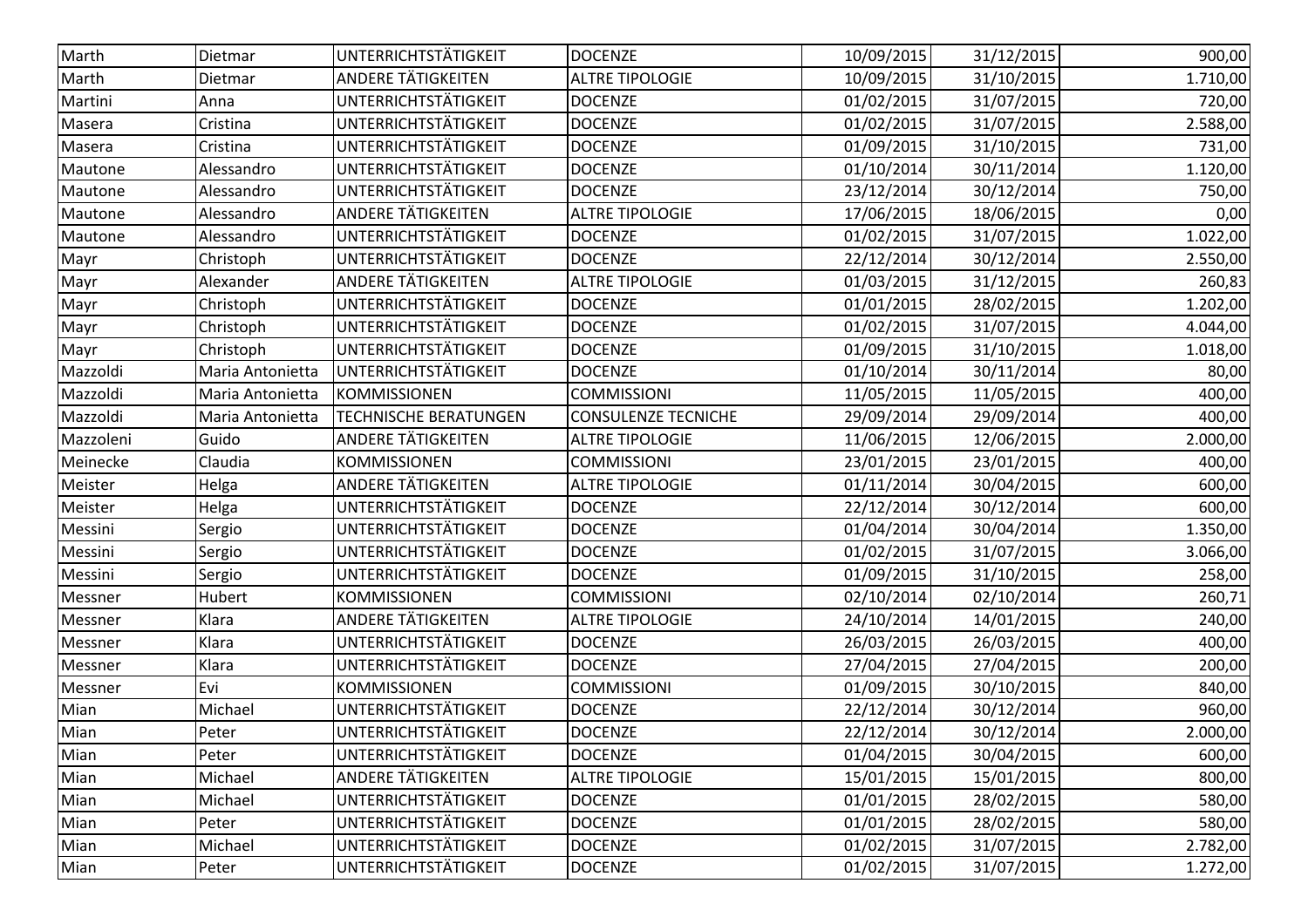| | | | | | | |
|---|---|---|---|---|---|---|
| Marth | Dietmar | UNTERRICHTSTÄTIGKEIT | DOCENZE | 10/09/2015 | 31/12/2015 | 900,00 |
| Marth | Dietmar | ANDERE TÄTIGKEITEN | ALTRE TIPOLOGIE | 10/09/2015 | 31/10/2015 | 1.710,00 |
| Martini | Anna | UNTERRICHTSTÄTIGKEIT | DOCENZE | 01/02/2015 | 31/07/2015 | 720,00 |
| Masera | Cristina | UNTERRICHTSTÄTIGKEIT | DOCENZE | 01/02/2015 | 31/07/2015 | 2.588,00 |
| Masera | Cristina | UNTERRICHTSTÄTIGKEIT | DOCENZE | 01/09/2015 | 31/10/2015 | 731,00 |
| Mautone | Alessandro | UNTERRICHTSTÄTIGKEIT | DOCENZE | 01/10/2014 | 30/11/2014 | 1.120,00 |
| Mautone | Alessandro | UNTERRICHTSTÄTIGKEIT | DOCENZE | 23/12/2014 | 30/12/2014 | 750,00 |
| Mautone | Alessandro | ANDERE TÄTIGKEITEN | ALTRE TIPOLOGIE | 17/06/2015 | 18/06/2015 | 0,00 |
| Mautone | Alessandro | UNTERRICHTSTÄTIGKEIT | DOCENZE | 01/02/2015 | 31/07/2015 | 1.022,00 |
| Mayr | Christoph | UNTERRICHTSTÄTIGKEIT | DOCENZE | 22/12/2014 | 30/12/2014 | 2.550,00 |
| Mayr | Alexander | ANDERE TÄTIGKEITEN | ALTRE TIPOLOGIE | 01/03/2015 | 31/12/2015 | 260,83 |
| Mayr | Christoph | UNTERRICHTSTÄTIGKEIT | DOCENZE | 01/01/2015 | 28/02/2015 | 1.202,00 |
| Mayr | Christoph | UNTERRICHTSTÄTIGKEIT | DOCENZE | 01/02/2015 | 31/07/2015 | 4.044,00 |
| Mayr | Christoph | UNTERRICHTSTÄTIGKEIT | DOCENZE | 01/09/2015 | 31/10/2015 | 1.018,00 |
| Mazzoldi | Maria Antonietta | UNTERRICHTSTÄTIGKEIT | DOCENZE | 01/10/2014 | 30/11/2014 | 80,00 |
| Mazzoldi | Maria Antonietta | KOMMISSIONEN | COMMISSIONI | 11/05/2015 | 11/05/2015 | 400,00 |
| Mazzoldi | Maria Antonietta | TECHNISCHE BERATUNGEN | CONSULENZE TECNICHE | 29/09/2014 | 29/09/2014 | 400,00 |
| Mazzoleni | Guido | ANDERE TÄTIGKEITEN | ALTRE TIPOLOGIE | 11/06/2015 | 12/06/2015 | 2.000,00 |
| Meinecke | Claudia | KOMMISSIONEN | COMMISSIONI | 23/01/2015 | 23/01/2015 | 400,00 |
| Meister | Helga | ANDERE TÄTIGKEITEN | ALTRE TIPOLOGIE | 01/11/2014 | 30/04/2015 | 600,00 |
| Meister | Helga | UNTERRICHTSTÄTIGKEIT | DOCENZE | 22/12/2014 | 30/12/2014 | 600,00 |
| Messini | Sergio | UNTERRICHTSTÄTIGKEIT | DOCENZE | 01/04/2014 | 30/04/2014 | 1.350,00 |
| Messini | Sergio | UNTERRICHTSTÄTIGKEIT | DOCENZE | 01/02/2015 | 31/07/2015 | 3.066,00 |
| Messini | Sergio | UNTERRICHTSTÄTIGKEIT | DOCENZE | 01/09/2015 | 31/10/2015 | 258,00 |
| Messner | Hubert | KOMMISSIONEN | COMMISSIONI | 02/10/2014 | 02/10/2014 | 260,71 |
| Messner | Klara | ANDERE TÄTIGKEITEN | ALTRE TIPOLOGIE | 24/10/2014 | 14/01/2015 | 240,00 |
| Messner | Klara | UNTERRICHTSTÄTIGKEIT | DOCENZE | 26/03/2015 | 26/03/2015 | 400,00 |
| Messner | Klara | UNTERRICHTSTÄTIGKEIT | DOCENZE | 27/04/2015 | 27/04/2015 | 200,00 |
| Messner | Evi | KOMMISSIONEN | COMMISSIONI | 01/09/2015 | 30/10/2015 | 840,00 |
| Mian | Michael | UNTERRICHTSTÄTIGKEIT | DOCENZE | 22/12/2014 | 30/12/2014 | 960,00 |
| Mian | Peter | UNTERRICHTSTÄTIGKEIT | DOCENZE | 22/12/2014 | 30/12/2014 | 2.000,00 |
| Mian | Peter | UNTERRICHTSTÄTIGKEIT | DOCENZE | 01/04/2015 | 30/04/2015 | 600,00 |
| Mian | Michael | ANDERE TÄTIGKEITEN | ALTRE TIPOLOGIE | 15/01/2015 | 15/01/2015 | 800,00 |
| Mian | Michael | UNTERRICHTSTÄTIGKEIT | DOCENZE | 01/01/2015 | 28/02/2015 | 580,00 |
| Mian | Peter | UNTERRICHTSTÄTIGKEIT | DOCENZE | 01/01/2015 | 28/02/2015 | 580,00 |
| Mian | Michael | UNTERRICHTSTÄTIGKEIT | DOCENZE | 01/02/2015 | 31/07/2015 | 2.782,00 |
| Mian | Peter | UNTERRICHTSTÄTIGKEIT | DOCENZE | 01/02/2015 | 31/07/2015 | 1.272,00 |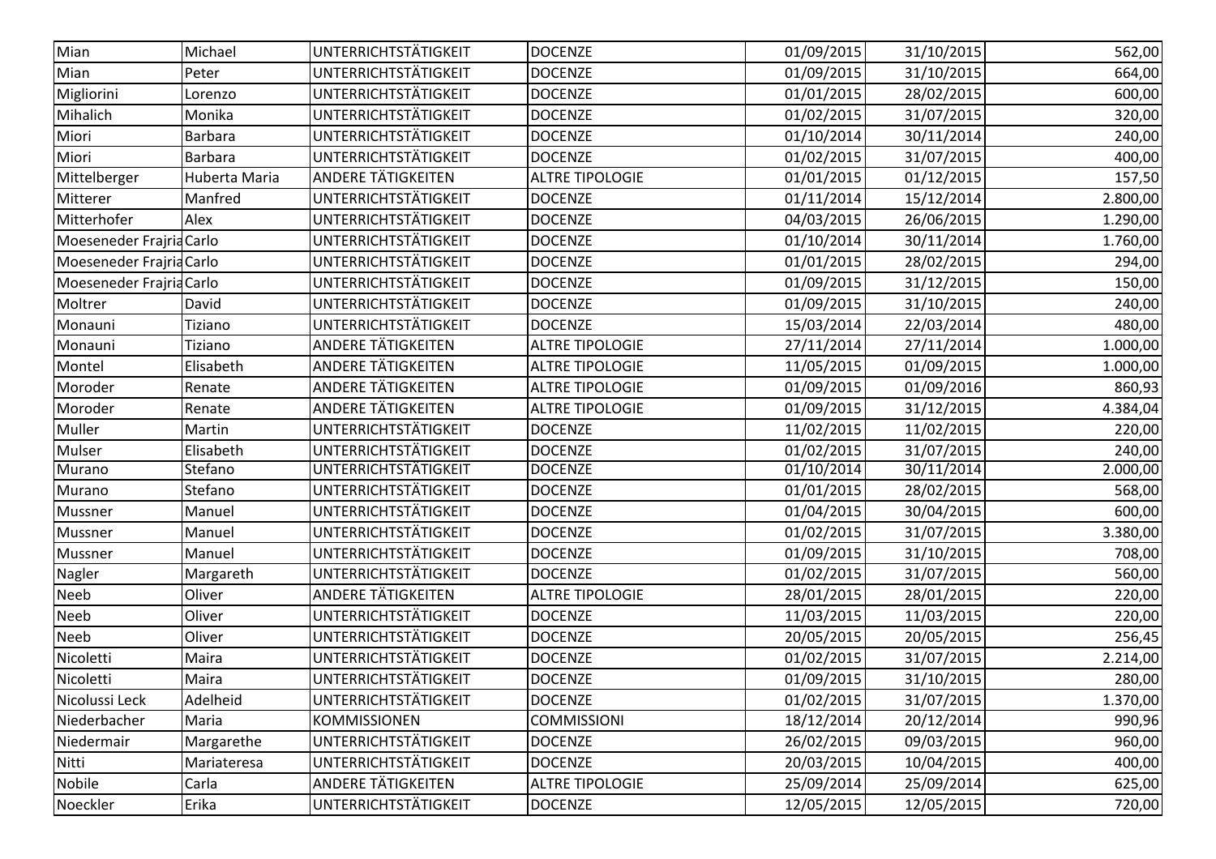| | | | | | | |
|---|---|---|---|---|---|---|
| Mian | Michael | UNTERRICHTSTÄTIGKEIT | DOCENZE | 01/09/2015 | 31/10/2015 | 562,00 |
| Mian | Peter | UNTERRICHTSTÄTIGKEIT | DOCENZE | 01/09/2015 | 31/10/2015 | 664,00 |
| Migliorini | Lorenzo | UNTERRICHTSTÄTIGKEIT | DOCENZE | 01/01/2015 | 28/02/2015 | 600,00 |
| Mihalich | Monika | UNTERRICHTSTÄTIGKEIT | DOCENZE | 01/02/2015 | 31/07/2015 | 320,00 |
| Miori | Barbara | UNTERRICHTSTÄTIGKEIT | DOCENZE | 01/10/2014 | 30/11/2014 | 240,00 |
| Miori | Barbara | UNTERRICHTSTÄTIGKEIT | DOCENZE | 01/02/2015 | 31/07/2015 | 400,00 |
| Mittelberger | Huberta Maria | ANDERE TÄTIGKEITEN | ALTRE TIPOLOGIE | 01/01/2015 | 01/12/2015 | 157,50 |
| Mitterer | Manfred | UNTERRICHTSTÄTIGKEIT | DOCENZE | 01/11/2014 | 15/12/2014 | 2.800,00 |
| Mitterhofer | Alex | UNTERRICHTSTÄTIGKEIT | DOCENZE | 04/03/2015 | 26/06/2015 | 1.290,00 |
| Moeseneder Frajria | Carlo | UNTERRICHTSTÄTIGKEIT | DOCENZE | 01/10/2014 | 30/11/2014 | 1.760,00 |
| Moeseneder Frajria | Carlo | UNTERRICHTSTÄTIGKEIT | DOCENZE | 01/01/2015 | 28/02/2015 | 294,00 |
| Moeseneder Frajria | Carlo | UNTERRICHTSTÄTIGKEIT | DOCENZE | 01/09/2015 | 31/12/2015 | 150,00 |
| Moltrer | David | UNTERRICHTSTÄTIGKEIT | DOCENZE | 01/09/2015 | 31/10/2015 | 240,00 |
| Monauni | Tiziano | UNTERRICHTSTÄTIGKEIT | DOCENZE | 15/03/2014 | 22/03/2014 | 480,00 |
| Monauni | Tiziano | ANDERE TÄTIGKEITEN | ALTRE TIPOLOGIE | 27/11/2014 | 27/11/2014 | 1.000,00 |
| Montel | Elisabeth | ANDERE TÄTIGKEITEN | ALTRE TIPOLOGIE | 11/05/2015 | 01/09/2015 | 1.000,00 |
| Moroder | Renate | ANDERE TÄTIGKEITEN | ALTRE TIPOLOGIE | 01/09/2015 | 01/09/2016 | 860,93 |
| Moroder | Renate | ANDERE TÄTIGKEITEN | ALTRE TIPOLOGIE | 01/09/2015 | 31/12/2015 | 4.384,04 |
| Muller | Martin | UNTERRICHTSTÄTIGKEIT | DOCENZE | 11/02/2015 | 11/02/2015 | 220,00 |
| Mulser | Elisabeth | UNTERRICHTSTÄTIGKEIT | DOCENZE | 01/02/2015 | 31/07/2015 | 240,00 |
| Murano | Stefano | UNTERRICHTSTÄTIGKEIT | DOCENZE | 01/10/2014 | 30/11/2014 | 2.000,00 |
| Murano | Stefano | UNTERRICHTSTÄTIGKEIT | DOCENZE | 01/01/2015 | 28/02/2015 | 568,00 |
| Mussner | Manuel | UNTERRICHTSTÄTIGKEIT | DOCENZE | 01/04/2015 | 30/04/2015 | 600,00 |
| Mussner | Manuel | UNTERRICHTSTÄTIGKEIT | DOCENZE | 01/02/2015 | 31/07/2015 | 3.380,00 |
| Mussner | Manuel | UNTERRICHTSTÄTIGKEIT | DOCENZE | 01/09/2015 | 31/10/2015 | 708,00 |
| Nagler | Margareth | UNTERRICHTSTÄTIGKEIT | DOCENZE | 01/02/2015 | 31/07/2015 | 560,00 |
| Neeb | Oliver | ANDERE TÄTIGKEITEN | ALTRE TIPOLOGIE | 28/01/2015 | 28/01/2015 | 220,00 |
| Neeb | Oliver | UNTERRICHTSTÄTIGKEIT | DOCENZE | 11/03/2015 | 11/03/2015 | 220,00 |
| Neeb | Oliver | UNTERRICHTSTÄTIGKEIT | DOCENZE | 20/05/2015 | 20/05/2015 | 256,45 |
| Nicoletti | Maira | UNTERRICHTSTÄTIGKEIT | DOCENZE | 01/02/2015 | 31/07/2015 | 2.214,00 |
| Nicoletti | Maira | UNTERRICHTSTÄTIGKEIT | DOCENZE | 01/09/2015 | 31/10/2015 | 280,00 |
| Nicolussi Leck | Adelheid | UNTERRICHTSTÄTIGKEIT | DOCENZE | 01/02/2015 | 31/07/2015 | 1.370,00 |
| Niederbacher | Maria | KOMMISSIONEN | COMMISSIONI | 18/12/2014 | 20/12/2014 | 990,96 |
| Niedermair | Margarethe | UNTERRICHTSTÄTIGKEIT | DOCENZE | 26/02/2015 | 09/03/2015 | 960,00 |
| Nitti | Mariateresa | UNTERRICHTSTÄTIGKEIT | DOCENZE | 20/03/2015 | 10/04/2015 | 400,00 |
| Nobile | Carla | ANDERE TÄTIGKEITEN | ALTRE TIPOLOGIE | 25/09/2014 | 25/09/2014 | 625,00 |
| Noeckler | Erika | UNTERRICHTSTÄTIGKEIT | DOCENZE | 12/05/2015 | 12/05/2015 | 720,00 |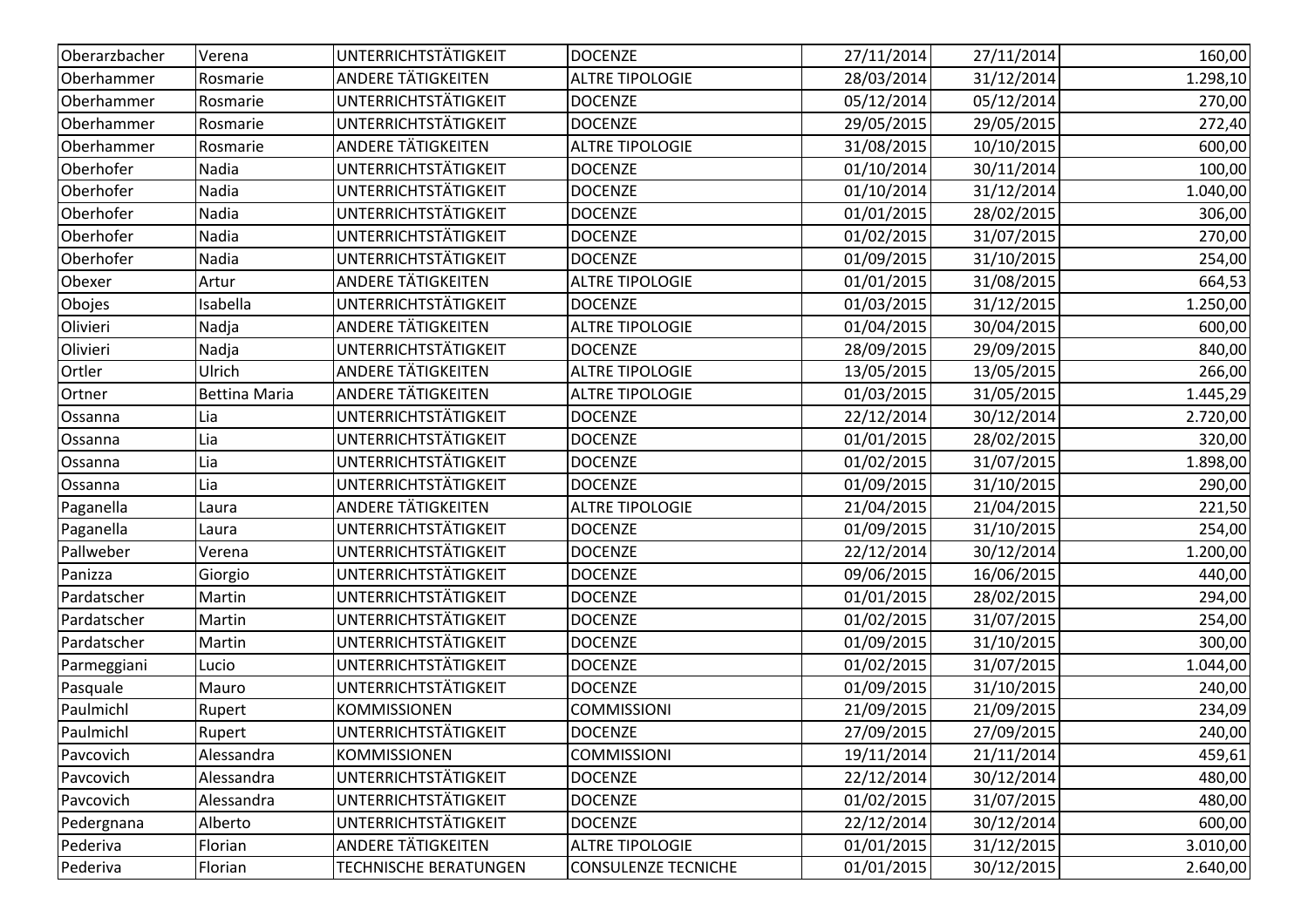| Oberarzbacher | Verena | UNTERRICHTSTÄTIGKEIT | DOCENZE | 27/11/2014 | 27/11/2014 | 160,00 |
|---|---|---|---|---|---|---|
| Oberhammer | Rosmarie | ANDERE TÄTIGKEITEN | ALTRE TIPOLOGIE | 28/03/2014 | 31/12/2014 | 1.298,10 |
| Oberhammer | Rosmarie | UNTERRICHTSTÄTIGKEIT | DOCENZE | 05/12/2014 | 05/12/2014 | 270,00 |
| Oberhammer | Rosmarie | UNTERRICHTSTÄTIGKEIT | DOCENZE | 29/05/2015 | 29/05/2015 | 272,40 |
| Oberhammer | Rosmarie | ANDERE TÄTIGKEITEN | ALTRE TIPOLOGIE | 31/08/2015 | 10/10/2015 | 600,00 |
| Oberhofer | Nadia | UNTERRICHTSTÄTIGKEIT | DOCENZE | 01/10/2014 | 30/11/2014 | 100,00 |
| Oberhofer | Nadia | UNTERRICHTSTÄTIGKEIT | DOCENZE | 01/10/2014 | 31/12/2014 | 1.040,00 |
| Oberhofer | Nadia | UNTERRICHTSTÄTIGKEIT | DOCENZE | 01/01/2015 | 28/02/2015 | 306,00 |
| Oberhofer | Nadia | UNTERRICHTSTÄTIGKEIT | DOCENZE | 01/02/2015 | 31/07/2015 | 270,00 |
| Oberhofer | Nadia | UNTERRICHTSTÄTIGKEIT | DOCENZE | 01/09/2015 | 31/10/2015 | 254,00 |
| Obexer | Artur | ANDERE TÄTIGKEITEN | ALTRE TIPOLOGIE | 01/01/2015 | 31/08/2015 | 664,53 |
| Obojes | Isabella | UNTERRICHTSTÄTIGKEIT | DOCENZE | 01/03/2015 | 31/12/2015 | 1.250,00 |
| Olivieri | Nadja | ANDERE TÄTIGKEITEN | ALTRE TIPOLOGIE | 01/04/2015 | 30/04/2015 | 600,00 |
| Olivieri | Nadja | UNTERRICHTSTÄTIGKEIT | DOCENZE | 28/09/2015 | 29/09/2015 | 840,00 |
| Ortler | Ulrich | ANDERE TÄTIGKEITEN | ALTRE TIPOLOGIE | 13/05/2015 | 13/05/2015 | 266,00 |
| Ortner | Bettina Maria | ANDERE TÄTIGKEITEN | ALTRE TIPOLOGIE | 01/03/2015 | 31/05/2015 | 1.445,29 |
| Ossanna | Lia | UNTERRICHTSTÄTIGKEIT | DOCENZE | 22/12/2014 | 30/12/2014 | 2.720,00 |
| Ossanna | Lia | UNTERRICHTSTÄTIGKEIT | DOCENZE | 01/01/2015 | 28/02/2015 | 320,00 |
| Ossanna | Lia | UNTERRICHTSTÄTIGKEIT | DOCENZE | 01/02/2015 | 31/07/2015 | 1.898,00 |
| Ossanna | Lia | UNTERRICHTSTÄTIGKEIT | DOCENZE | 01/09/2015 | 31/10/2015 | 290,00 |
| Paganella | Laura | ANDERE TÄTIGKEITEN | ALTRE TIPOLOGIE | 21/04/2015 | 21/04/2015 | 221,50 |
| Paganella | Laura | UNTERRICHTSTÄTIGKEIT | DOCENZE | 01/09/2015 | 31/10/2015 | 254,00 |
| Pallweber | Verena | UNTERRICHTSTÄTIGKEIT | DOCENZE | 22/12/2014 | 30/12/2014 | 1.200,00 |
| Panizza | Giorgio | UNTERRICHTSTÄTIGKEIT | DOCENZE | 09/06/2015 | 16/06/2015 | 440,00 |
| Pardatscher | Martin | UNTERRICHTSTÄTIGKEIT | DOCENZE | 01/01/2015 | 28/02/2015 | 294,00 |
| Pardatscher | Martin | UNTERRICHTSTÄTIGKEIT | DOCENZE | 01/02/2015 | 31/07/2015 | 254,00 |
| Pardatscher | Martin | UNTERRICHTSTÄTIGKEIT | DOCENZE | 01/09/2015 | 31/10/2015 | 300,00 |
| Parmeggiani | Lucio | UNTERRICHTSTÄTIGKEIT | DOCENZE | 01/02/2015 | 31/07/2015 | 1.044,00 |
| Pasquale | Mauro | UNTERRICHTSTÄTIGKEIT | DOCENZE | 01/09/2015 | 31/10/2015 | 240,00 |
| Paulmichl | Rupert | KOMMISSIONEN | COMMISSIONI | 21/09/2015 | 21/09/2015 | 234,09 |
| Paulmichl | Rupert | UNTERRICHTSTÄTIGKEIT | DOCENZE | 27/09/2015 | 27/09/2015 | 240,00 |
| Pavcovich | Alessandra | KOMMISSIONEN | COMMISSIONI | 19/11/2014 | 21/11/2014 | 459,61 |
| Pavcovich | Alessandra | UNTERRICHTSTÄTIGKEIT | DOCENZE | 22/12/2014 | 30/12/2014 | 480,00 |
| Pavcovich | Alessandra | UNTERRICHTSTÄTIGKEIT | DOCENZE | 01/02/2015 | 31/07/2015 | 480,00 |
| Pedergnana | Alberto | UNTERRICHTSTÄTIGKEIT | DOCENZE | 22/12/2014 | 30/12/2014 | 600,00 |
| Pederiva | Florian | ANDERE TÄTIGKEITEN | ALTRE TIPOLOGIE | 01/01/2015 | 31/12/2015 | 3.010,00 |
| Pederiva | Florian | TECHNISCHE BERATUNGEN | CONSULENZE TECNICHE | 01/01/2015 | 30/12/2015 | 2.640,00 |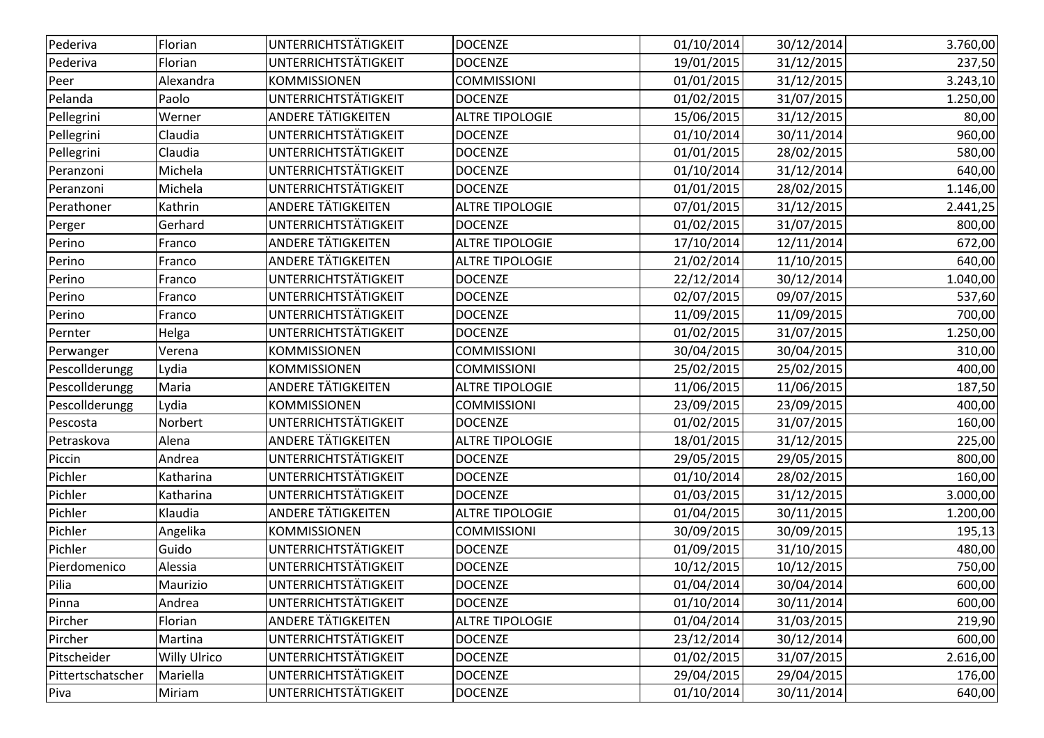| Pederiva | Florian | UNTERRICHTSTÄTIGKEIT | DOCENZE | 01/10/2014 | 30/12/2014 | 3.760,00 |
|---|---|---|---|---|---|---|
| Pederiva | Florian | UNTERRICHTSTÄTIGKEIT | DOCENZE | 19/01/2015 | 31/12/2015 | 237,50 |
| Peer | Alexandra | KOMMISSIONEN | COMMISSIONI | 01/01/2015 | 31/12/2015 | 3.243,10 |
| Pelanda | Paolo | UNTERRICHTSTÄTIGKEIT | DOCENZE | 01/02/2015 | 31/07/2015 | 1.250,00 |
| Pellegrini | Werner | ANDERE TÄTIGKEITEN | ALTRE TIPOLOGIE | 15/06/2015 | 31/12/2015 | 80,00 |
| Pellegrini | Claudia | UNTERRICHTSTÄTIGKEIT | DOCENZE | 01/10/2014 | 30/11/2014 | 960,00 |
| Pellegrini | Claudia | UNTERRICHTSTÄTIGKEIT | DOCENZE | 01/01/2015 | 28/02/2015 | 580,00 |
| Peranzoni | Michela | UNTERRICHTSTÄTIGKEIT | DOCENZE | 01/10/2014 | 31/12/2014 | 640,00 |
| Peranzoni | Michela | UNTERRICHTSTÄTIGKEIT | DOCENZE | 01/01/2015 | 28/02/2015 | 1.146,00 |
| Perathoner | Kathrin | ANDERE TÄTIGKEITEN | ALTRE TIPOLOGIE | 07/01/2015 | 31/12/2015 | 2.441,25 |
| Perger | Gerhard | UNTERRICHTSTÄTIGKEIT | DOCENZE | 01/02/2015 | 31/07/2015 | 800,00 |
| Perino | Franco | ANDERE TÄTIGKEITEN | ALTRE TIPOLOGIE | 17/10/2014 | 12/11/2014 | 672,00 |
| Perino | Franco | ANDERE TÄTIGKEITEN | ALTRE TIPOLOGIE | 21/02/2014 | 11/10/2015 | 640,00 |
| Perino | Franco | UNTERRICHTSTÄTIGKEIT | DOCENZE | 22/12/2014 | 30/12/2014 | 1.040,00 |
| Perino | Franco | UNTERRICHTSTÄTIGKEIT | DOCENZE | 02/07/2015 | 09/07/2015 | 537,60 |
| Perino | Franco | UNTERRICHTSTÄTIGKEIT | DOCENZE | 11/09/2015 | 11/09/2015 | 700,00 |
| Pernter | Helga | UNTERRICHTSTÄTIGKEIT | DOCENZE | 01/02/2015 | 31/07/2015 | 1.250,00 |
| Perwanger | Verena | KOMMISSIONEN | COMMISSIONI | 30/04/2015 | 30/04/2015 | 310,00 |
| Pescollderungg | Lydia | KOMMISSIONEN | COMMISSIONI | 25/02/2015 | 25/02/2015 | 400,00 |
| Pescollderungg | Maria | ANDERE TÄTIGKEITEN | ALTRE TIPOLOGIE | 11/06/2015 | 11/06/2015 | 187,50 |
| Pescollderungg | Lydia | KOMMISSIONEN | COMMISSIONI | 23/09/2015 | 23/09/2015 | 400,00 |
| Pescosta | Norbert | UNTERRICHTSTÄTIGKEIT | DOCENZE | 01/02/2015 | 31/07/2015 | 160,00 |
| Petraskova | Alena | ANDERE TÄTIGKEITEN | ALTRE TIPOLOGIE | 18/01/2015 | 31/12/2015 | 225,00 |
| Piccin | Andrea | UNTERRICHTSTÄTIGKEIT | DOCENZE | 29/05/2015 | 29/05/2015 | 800,00 |
| Pichler | Katharina | UNTERRICHTSTÄTIGKEIT | DOCENZE | 01/10/2014 | 28/02/2015 | 160,00 |
| Pichler | Katharina | UNTERRICHTSTÄTIGKEIT | DOCENZE | 01/03/2015 | 31/12/2015 | 3.000,00 |
| Pichler | Klaudia | ANDERE TÄTIGKEITEN | ALTRE TIPOLOGIE | 01/04/2015 | 30/11/2015 | 1.200,00 |
| Pichler | Angelika | KOMMISSIONEN | COMMISSIONI | 30/09/2015 | 30/09/2015 | 195,13 |
| Pichler | Guido | UNTERRICHTSTÄTIGKEIT | DOCENZE | 01/09/2015 | 31/10/2015 | 480,00 |
| Pierdomenico | Alessia | UNTERRICHTSTÄTIGKEIT | DOCENZE | 10/12/2015 | 10/12/2015 | 750,00 |
| Pilia | Maurizio | UNTERRICHTSTÄTIGKEIT | DOCENZE | 01/04/2014 | 30/04/2014 | 600,00 |
| Pinna | Andrea | UNTERRICHTSTÄTIGKEIT | DOCENZE | 01/10/2014 | 30/11/2014 | 600,00 |
| Pircher | Florian | ANDERE TÄTIGKEITEN | ALTRE TIPOLOGIE | 01/04/2014 | 31/03/2015 | 219,90 |
| Pircher | Martina | UNTERRICHTSTÄTIGKEIT | DOCENZE | 23/12/2014 | 30/12/2014 | 600,00 |
| Pitscheider | Willy Ulrico | UNTERRICHTSTÄTIGKEIT | DOCENZE | 01/02/2015 | 31/07/2015 | 2.616,00 |
| Pittertschatscher | Mariella | UNTERRICHTSTÄTIGKEIT | DOCENZE | 29/04/2015 | 29/04/2015 | 176,00 |
| Piva | Miriam | UNTERRICHTSTÄTIGKEIT | DOCENZE | 01/10/2014 | 30/11/2014 | 640,00 |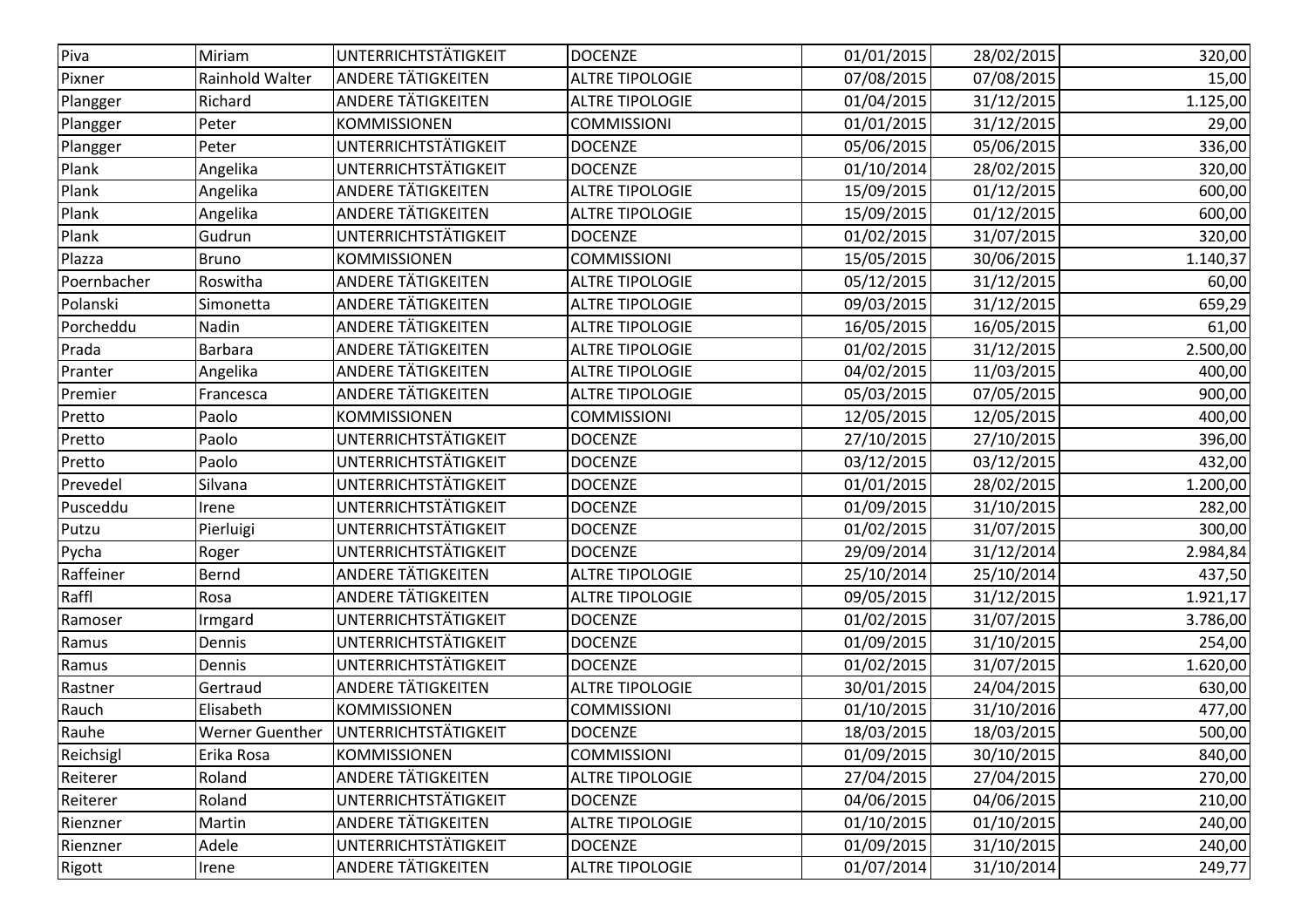| Piva | Miriam | UNTERRICHTSTÄTIGKEIT | DOCENZE | 01/01/2015 | 28/02/2015 | 320,00 |
|---|---|---|---|---|---|---|
| Pixner | Rainhold Walter | ANDERE TÄTIGKEITEN | ALTRE TIPOLOGIE | 07/08/2015 | 07/08/2015 | 15,00 |
| Plangger | Richard | ANDERE TÄTIGKEITEN | ALTRE TIPOLOGIE | 01/04/2015 | 31/12/2015 | 1.125,00 |
| Plangger | Peter | KOMMISSIONEN | COMMISSIONI | 01/01/2015 | 31/12/2015 | 29,00 |
| Plangger | Peter | UNTERRICHTSTÄTIGKEIT | DOCENZE | 05/06/2015 | 05/06/2015 | 336,00 |
| Plank | Angelika | UNTERRICHTSTÄTIGKEIT | DOCENZE | 01/10/2014 | 28/02/2015 | 320,00 |
| Plank | Angelika | ANDERE TÄTIGKEITEN | ALTRE TIPOLOGIE | 15/09/2015 | 01/12/2015 | 600,00 |
| Plank | Angelika | ANDERE TÄTIGKEITEN | ALTRE TIPOLOGIE | 15/09/2015 | 01/12/2015 | 600,00 |
| Plank | Gudrun | UNTERRICHTSTÄTIGKEIT | DOCENZE | 01/02/2015 | 31/07/2015 | 320,00 |
| Plazza | Bruno | KOMMISSIONEN | COMMISSIONI | 15/05/2015 | 30/06/2015 | 1.140,37 |
| Poernbacher | Roswitha | ANDERE TÄTIGKEITEN | ALTRE TIPOLOGIE | 05/12/2015 | 31/12/2015 | 60,00 |
| Polanski | Simonetta | ANDERE TÄTIGKEITEN | ALTRE TIPOLOGIE | 09/03/2015 | 31/12/2015 | 659,29 |
| Porcheddu | Nadin | ANDERE TÄTIGKEITEN | ALTRE TIPOLOGIE | 16/05/2015 | 16/05/2015 | 61,00 |
| Prada | Barbara | ANDERE TÄTIGKEITEN | ALTRE TIPOLOGIE | 01/02/2015 | 31/12/2015 | 2.500,00 |
| Pranter | Angelika | ANDERE TÄTIGKEITEN | ALTRE TIPOLOGIE | 04/02/2015 | 11/03/2015 | 400,00 |
| Premier | Francesca | ANDERE TÄTIGKEITEN | ALTRE TIPOLOGIE | 05/03/2015 | 07/05/2015 | 900,00 |
| Pretto | Paolo | KOMMISSIONEN | COMMISSIONI | 12/05/2015 | 12/05/2015 | 400,00 |
| Pretto | Paolo | UNTERRICHTSTÄTIGKEIT | DOCENZE | 27/10/2015 | 27/10/2015 | 396,00 |
| Pretto | Paolo | UNTERRICHTSTÄTIGKEIT | DOCENZE | 03/12/2015 | 03/12/2015 | 432,00 |
| Prevedel | Silvana | UNTERRICHTSTÄTIGKEIT | DOCENZE | 01/01/2015 | 28/02/2015 | 1.200,00 |
| Pusceddu | Irene | UNTERRICHTSTÄTIGKEIT | DOCENZE | 01/09/2015 | 31/10/2015 | 282,00 |
| Putzu | Pierluigi | UNTERRICHTSTÄTIGKEIT | DOCENZE | 01/02/2015 | 31/07/2015 | 300,00 |
| Pycha | Roger | UNTERRICHTSTÄTIGKEIT | DOCENZE | 29/09/2014 | 31/12/2014 | 2.984,84 |
| Raffeiner | Bernd | ANDERE TÄTIGKEITEN | ALTRE TIPOLOGIE | 25/10/2014 | 25/10/2014 | 437,50 |
| Raffl | Rosa | ANDERE TÄTIGKEITEN | ALTRE TIPOLOGIE | 09/05/2015 | 31/12/2015 | 1.921,17 |
| Ramoser | Irmgard | UNTERRICHTSTÄTIGKEIT | DOCENZE | 01/02/2015 | 31/07/2015 | 3.786,00 |
| Ramus | Dennis | UNTERRICHTSTÄTIGKEIT | DOCENZE | 01/09/2015 | 31/10/2015 | 254,00 |
| Ramus | Dennis | UNTERRICHTSTÄTIGKEIT | DOCENZE | 01/02/2015 | 31/07/2015 | 1.620,00 |
| Rastner | Gertraud | ANDERE TÄTIGKEITEN | ALTRE TIPOLOGIE | 30/01/2015 | 24/04/2015 | 630,00 |
| Rauch | Elisabeth | KOMMISSIONEN | COMMISSIONI | 01/10/2015 | 31/10/2016 | 477,00 |
| Rauhe | Werner Guenther | UNTERRICHTSTÄTIGKEIT | DOCENZE | 18/03/2015 | 18/03/2015 | 500,00 |
| Reichsigl | Erika Rosa | KOMMISSIONEN | COMMISSIONI | 01/09/2015 | 30/10/2015 | 840,00 |
| Reiterer | Roland | ANDERE TÄTIGKEITEN | ALTRE TIPOLOGIE | 27/04/2015 | 27/04/2015 | 270,00 |
| Reiterer | Roland | UNTERRICHTSTÄTIGKEIT | DOCENZE | 04/06/2015 | 04/06/2015 | 210,00 |
| Rienzner | Martin | ANDERE TÄTIGKEITEN | ALTRE TIPOLOGIE | 01/10/2015 | 01/10/2015 | 240,00 |
| Rienzner | Adele | UNTERRICHTSTÄTIGKEIT | DOCENZE | 01/09/2015 | 31/10/2015 | 240,00 |
| Rigott | Irene | ANDERE TÄTIGKEITEN | ALTRE TIPOLOGIE | 01/07/2014 | 31/10/2014 | 249,77 |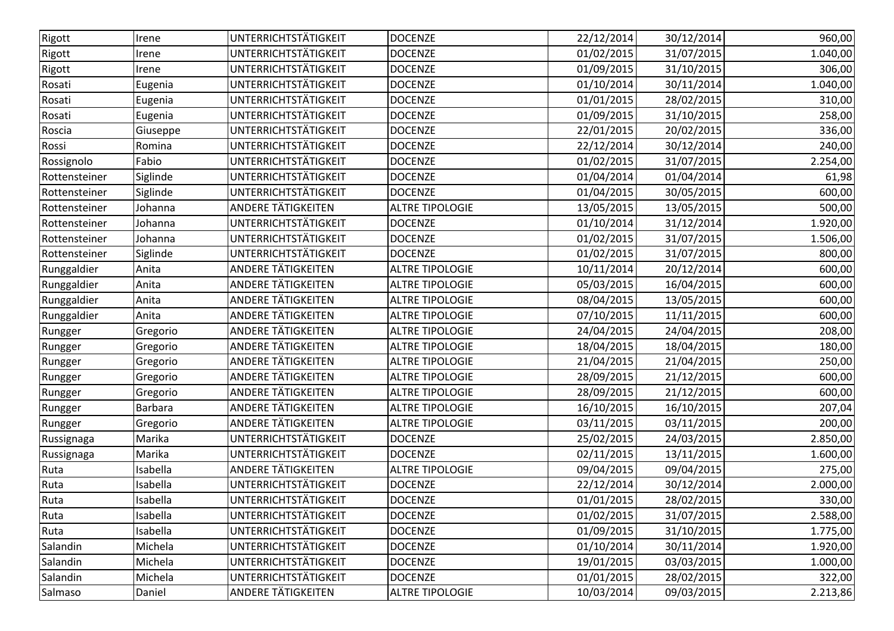| Rigott | Irene | UNTERRICHTSTÄTIGKEIT | DOCENZE | 22/12/2014 | 30/12/2014 | 960,00 |
|---|---|---|---|---|---|---|
| Rigott | Irene | UNTERRICHTSTÄTIGKEIT | DOCENZE | 01/02/2015 | 31/07/2015 | 1.040,00 |
| Rigott | Irene | UNTERRICHTSTÄTIGKEIT | DOCENZE | 01/09/2015 | 31/10/2015 | 306,00 |
| Rosati | Eugenia | UNTERRICHTSTÄTIGKEIT | DOCENZE | 01/10/2014 | 30/11/2014 | 1.040,00 |
| Rosati | Eugenia | UNTERRICHTSTÄTIGKEIT | DOCENZE | 01/01/2015 | 28/02/2015 | 310,00 |
| Rosati | Eugenia | UNTERRICHTSTÄTIGKEIT | DOCENZE | 01/09/2015 | 31/10/2015 | 258,00 |
| Roscia | Giuseppe | UNTERRICHTSTÄTIGKEIT | DOCENZE | 22/01/2015 | 20/02/2015 | 336,00 |
| Rossi | Romina | UNTERRICHTSTÄTIGKEIT | DOCENZE | 22/12/2014 | 30/12/2014 | 240,00 |
| Rossignolo | Fabio | UNTERRICHTSTÄTIGKEIT | DOCENZE | 01/02/2015 | 31/07/2015 | 2.254,00 |
| Rottensteiner | Siglinde | UNTERRICHTSTÄTIGKEIT | DOCENZE | 01/04/2014 | 01/04/2014 | 61,98 |
| Rottensteiner | Siglinde | UNTERRICHTSTÄTIGKEIT | DOCENZE | 01/04/2015 | 30/05/2015 | 600,00 |
| Rottensteiner | Johanna | ANDERE TÄTIGKEITEN | ALTRE TIPOLOGIE | 13/05/2015 | 13/05/2015 | 500,00 |
| Rottensteiner | Johanna | UNTERRICHTSTÄTIGKEIT | DOCENZE | 01/10/2014 | 31/12/2014 | 1.920,00 |
| Rottensteiner | Johanna | UNTERRICHTSTÄTIGKEIT | DOCENZE | 01/02/2015 | 31/07/2015 | 1.506,00 |
| Rottensteiner | Siglinde | UNTERRICHTSTÄTIGKEIT | DOCENZE | 01/02/2015 | 31/07/2015 | 800,00 |
| Runggaldier | Anita | ANDERE TÄTIGKEITEN | ALTRE TIPOLOGIE | 10/11/2014 | 20/12/2014 | 600,00 |
| Runggaldier | Anita | ANDERE TÄTIGKEITEN | ALTRE TIPOLOGIE | 05/03/2015 | 16/04/2015 | 600,00 |
| Runggaldier | Anita | ANDERE TÄTIGKEITEN | ALTRE TIPOLOGIE | 08/04/2015 | 13/05/2015 | 600,00 |
| Runggaldier | Anita | ANDERE TÄTIGKEITEN | ALTRE TIPOLOGIE | 07/10/2015 | 11/11/2015 | 600,00 |
| Rungger | Gregorio | ANDERE TÄTIGKEITEN | ALTRE TIPOLOGIE | 24/04/2015 | 24/04/2015 | 208,00 |
| Rungger | Gregorio | ANDERE TÄTIGKEITEN | ALTRE TIPOLOGIE | 18/04/2015 | 18/04/2015 | 180,00 |
| Rungger | Gregorio | ANDERE TÄTIGKEITEN | ALTRE TIPOLOGIE | 21/04/2015 | 21/04/2015 | 250,00 |
| Rungger | Gregorio | ANDERE TÄTIGKEITEN | ALTRE TIPOLOGIE | 28/09/2015 | 21/12/2015 | 600,00 |
| Rungger | Gregorio | ANDERE TÄTIGKEITEN | ALTRE TIPOLOGIE | 28/09/2015 | 21/12/2015 | 600,00 |
| Rungger | Barbara | ANDERE TÄTIGKEITEN | ALTRE TIPOLOGIE | 16/10/2015 | 16/10/2015 | 207,04 |
| Rungger | Gregorio | ANDERE TÄTIGKEITEN | ALTRE TIPOLOGIE | 03/11/2015 | 03/11/2015 | 200,00 |
| Russignaga | Marika | UNTERRICHTSTÄTIGKEIT | DOCENZE | 25/02/2015 | 24/03/2015 | 2.850,00 |
| Russignaga | Marika | UNTERRICHTSTÄTIGKEIT | DOCENZE | 02/11/2015 | 13/11/2015 | 1.600,00 |
| Ruta | Isabella | ANDERE TÄTIGKEITEN | ALTRE TIPOLOGIE | 09/04/2015 | 09/04/2015 | 275,00 |
| Ruta | Isabella | UNTERRICHTSTÄTIGKEIT | DOCENZE | 22/12/2014 | 30/12/2014 | 2.000,00 |
| Ruta | Isabella | UNTERRICHTSTÄTIGKEIT | DOCENZE | 01/01/2015 | 28/02/2015 | 330,00 |
| Ruta | Isabella | UNTERRICHTSTÄTIGKEIT | DOCENZE | 01/02/2015 | 31/07/2015 | 2.588,00 |
| Ruta | Isabella | UNTERRICHTSTÄTIGKEIT | DOCENZE | 01/09/2015 | 31/10/2015 | 1.775,00 |
| Salandin | Michela | UNTERRICHTSTÄTIGKEIT | DOCENZE | 01/10/2014 | 30/11/2014 | 1.920,00 |
| Salandin | Michela | UNTERRICHTSTÄTIGKEIT | DOCENZE | 19/01/2015 | 03/03/2015 | 1.000,00 |
| Salandin | Michela | UNTERRICHTSTÄTIGKEIT | DOCENZE | 01/01/2015 | 28/02/2015 | 322,00 |
| Salmaso | Daniel | ANDERE TÄTIGKEITEN | ALTRE TIPOLOGIE | 10/03/2014 | 09/03/2015 | 2.213,86 |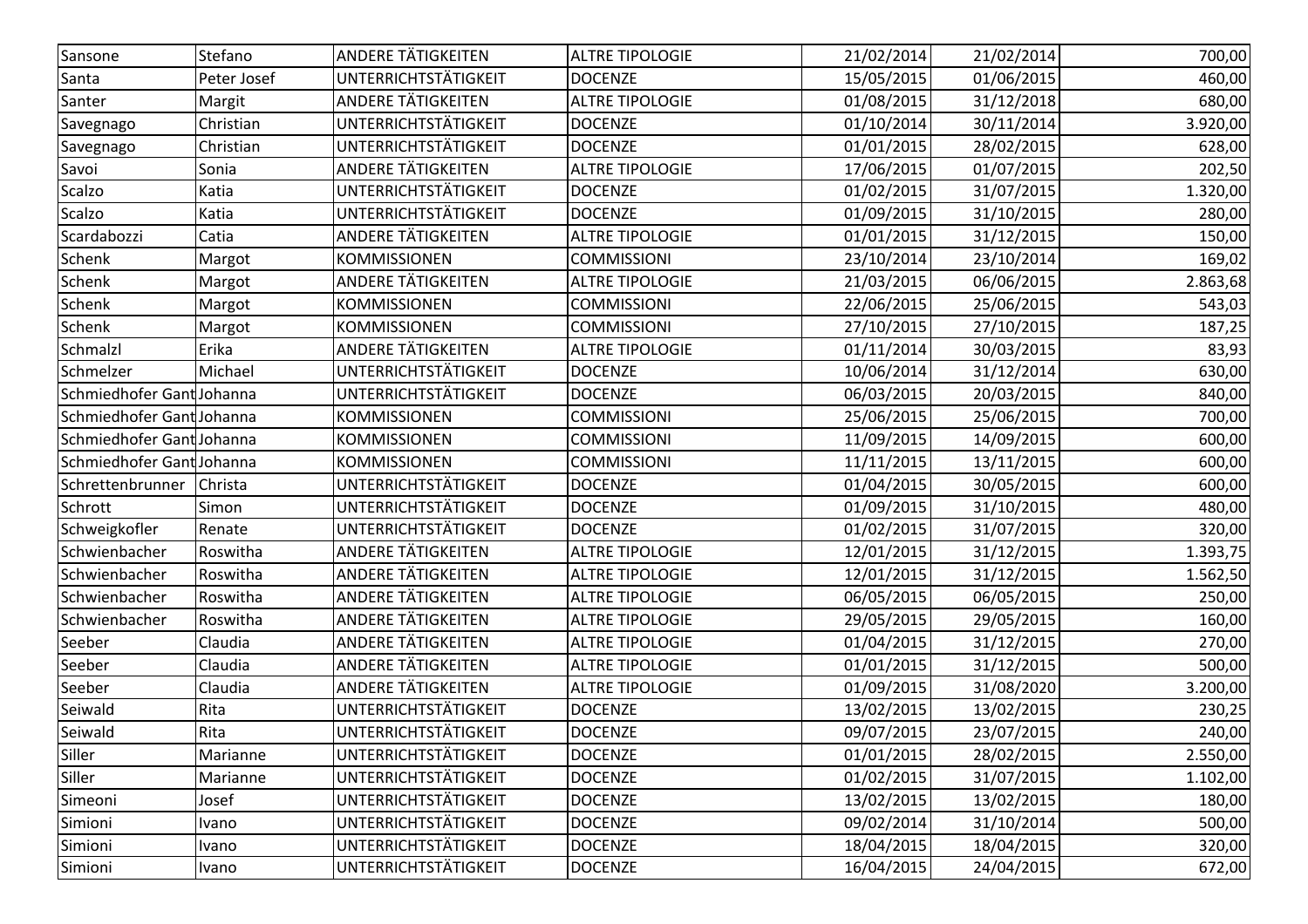| | | | | | | |
|---|---|---|---|---|---|---|
| Sansone | Stefano | ANDERE TÄTIGKEITEN | ALTRE TIPOLOGIE | 21/02/2014 | 21/02/2014 | 700,00 |
| Santa | Peter Josef | UNTERRICHTSTÄTIGKEIT | DOCENZE | 15/05/2015 | 01/06/2015 | 460,00 |
| Santer | Margit | ANDERE TÄTIGKEITEN | ALTRE TIPOLOGIE | 01/08/2015 | 31/12/2018 | 680,00 |
| Savegnago | Christian | UNTERRICHTSTÄTIGKEIT | DOCENZE | 01/10/2014 | 30/11/2014 | 3.920,00 |
| Savegnago | Christian | UNTERRICHTSTÄTIGKEIT | DOCENZE | 01/01/2015 | 28/02/2015 | 628,00 |
| Savoi | Sonia | ANDERE TÄTIGKEITEN | ALTRE TIPOLOGIE | 17/06/2015 | 01/07/2015 | 202,50 |
| Scalzo | Katia | UNTERRICHTSTÄTIGKEIT | DOCENZE | 01/02/2015 | 31/07/2015 | 1.320,00 |
| Scalzo | Katia | UNTERRICHTSTÄTIGKEIT | DOCENZE | 01/09/2015 | 31/10/2015 | 280,00 |
| Scardabozzi | Catia | ANDERE TÄTIGKEITEN | ALTRE TIPOLOGIE | 01/01/2015 | 31/12/2015 | 150,00 |
| Schenk | Margot | KOMMISSIONEN | COMMISSIONI | 23/10/2014 | 23/10/2014 | 169,02 |
| Schenk | Margot | ANDERE TÄTIGKEITEN | ALTRE TIPOLOGIE | 21/03/2015 | 06/06/2015 | 2.863,68 |
| Schenk | Margot | KOMMISSIONEN | COMMISSIONI | 22/06/2015 | 25/06/2015 | 543,03 |
| Schenk | Margot | KOMMISSIONEN | COMMISSIONI | 27/10/2015 | 27/10/2015 | 187,25 |
| Schmalzl | Erika | ANDERE TÄTIGKEITEN | ALTRE TIPOLOGIE | 01/11/2014 | 30/03/2015 | 83,93 |
| Schmelzer | Michael | UNTERRICHTSTÄTIGKEIT | DOCENZE | 10/06/2014 | 31/12/2014 | 630,00 |
| Schmiedhofer Gant | Johanna | UNTERRICHTSTÄTIGKEIT | DOCENZE | 06/03/2015 | 20/03/2015 | 840,00 |
| Schmiedhofer Gant | Johanna | KOMMISSIONEN | COMMISSIONI | 25/06/2015 | 25/06/2015 | 700,00 |
| Schmiedhofer Gant | Johanna | KOMMISSIONEN | COMMISSIONI | 11/09/2015 | 14/09/2015 | 600,00 |
| Schmiedhofer Gant | Johanna | KOMMISSIONEN | COMMISSIONI | 11/11/2015 | 13/11/2015 | 600,00 |
| Schrettenbrunner | Christa | UNTERRICHTSTÄTIGKEIT | DOCENZE | 01/04/2015 | 30/05/2015 | 600,00 |
| Schrott | Simon | UNTERRICHTSTÄTIGKEIT | DOCENZE | 01/09/2015 | 31/10/2015 | 480,00 |
| Schweigkofler | Renate | UNTERRICHTSTÄTIGKEIT | DOCENZE | 01/02/2015 | 31/07/2015 | 320,00 |
| Schwienbacher | Roswitha | ANDERE TÄTIGKEITEN | ALTRE TIPOLOGIE | 12/01/2015 | 31/12/2015 | 1.393,75 |
| Schwienbacher | Roswitha | ANDERE TÄTIGKEITEN | ALTRE TIPOLOGIE | 12/01/2015 | 31/12/2015 | 1.562,50 |
| Schwienbacher | Roswitha | ANDERE TÄTIGKEITEN | ALTRE TIPOLOGIE | 06/05/2015 | 06/05/2015 | 250,00 |
| Schwienbacher | Roswitha | ANDERE TÄTIGKEITEN | ALTRE TIPOLOGIE | 29/05/2015 | 29/05/2015 | 160,00 |
| Seeber | Claudia | ANDERE TÄTIGKEITEN | ALTRE TIPOLOGIE | 01/04/2015 | 31/12/2015 | 270,00 |
| Seeber | Claudia | ANDERE TÄTIGKEITEN | ALTRE TIPOLOGIE | 01/01/2015 | 31/12/2015 | 500,00 |
| Seeber | Claudia | ANDERE TÄTIGKEITEN | ALTRE TIPOLOGIE | 01/09/2015 | 31/08/2020 | 3.200,00 |
| Seiwald | Rita | UNTERRICHTSTÄTIGKEIT | DOCENZE | 13/02/2015 | 13/02/2015 | 230,25 |
| Seiwald | Rita | UNTERRICHTSTÄTIGKEIT | DOCENZE | 09/07/2015 | 23/07/2015 | 240,00 |
| Siller | Marianne | UNTERRICHTSTÄTIGKEIT | DOCENZE | 01/01/2015 | 28/02/2015 | 2.550,00 |
| Siller | Marianne | UNTERRICHTSTÄTIGKEIT | DOCENZE | 01/02/2015 | 31/07/2015 | 1.102,00 |
| Simeoni | Josef | UNTERRICHTSTÄTIGKEIT | DOCENZE | 13/02/2015 | 13/02/2015 | 180,00 |
| Simioni | Ivano | UNTERRICHTSTÄTIGKEIT | DOCENZE | 09/02/2014 | 31/10/2014 | 500,00 |
| Simioni | Ivano | UNTERRICHTSTÄTIGKEIT | DOCENZE | 18/04/2015 | 18/04/2015 | 320,00 |
| Simioni | Ivano | UNTERRICHTSTÄTIGKEIT | DOCENZE | 16/04/2015 | 24/04/2015 | 672,00 |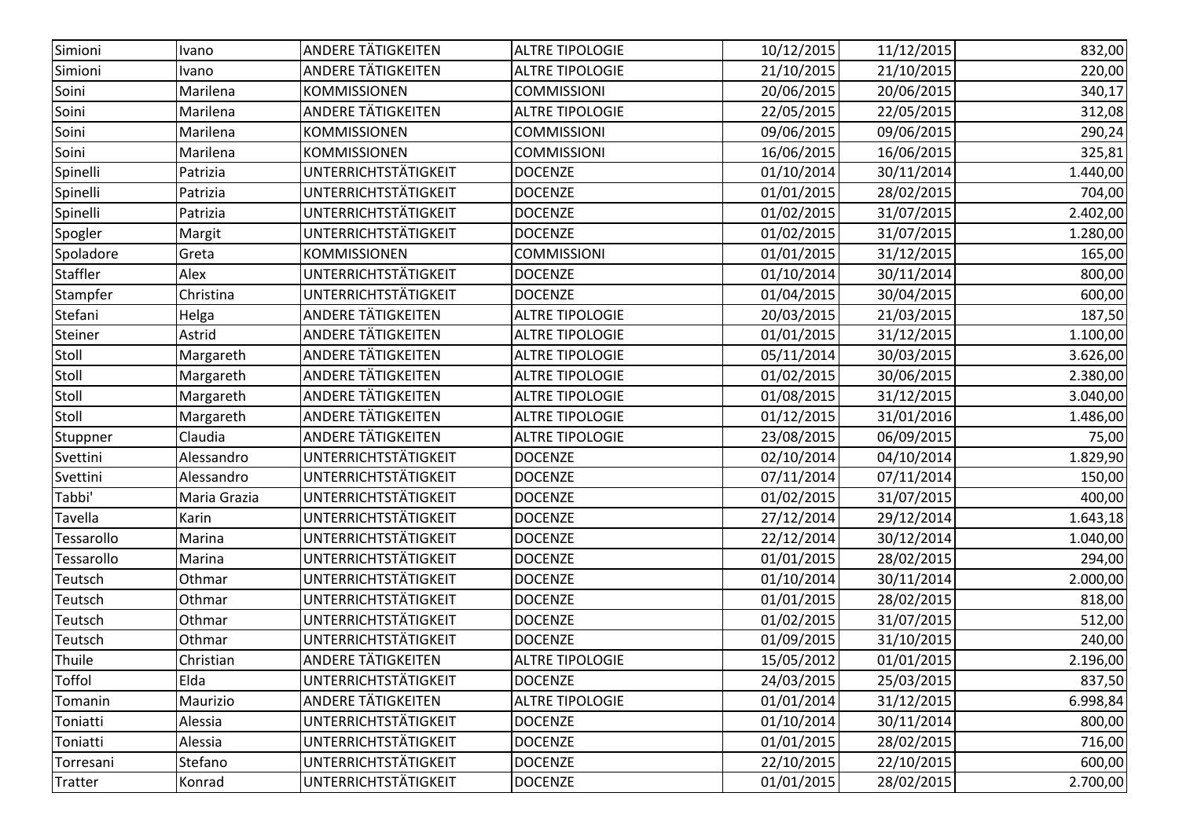| Simioni | Ivano | ANDERE TÄTIGKEITEN | ALTRE TIPOLOGIE | 10/12/2015 | 11/12/2015 | 832,00 |
|---|---|---|---|---|---|---|
| Simioni | Ivano | ANDERE TÄTIGKEITEN | ALTRE TIPOLOGIE | 21/10/2015 | 21/10/2015 | 220,00 |
| Soini | Marilena | KOMMISSIONEN | COMMISSIONI | 20/06/2015 | 20/06/2015 | 340,17 |
| Soini | Marilena | ANDERE TÄTIGKEITEN | ALTRE TIPOLOGIE | 22/05/2015 | 22/05/2015 | 312,08 |
| Soini | Marilena | KOMMISSIONEN | COMMISSIONI | 09/06/2015 | 09/06/2015 | 290,24 |
| Soini | Marilena | KOMMISSIONEN | COMMISSIONI | 16/06/2015 | 16/06/2015 | 325,81 |
| Spinelli | Patrizia | UNTERRICHTSTÄTIGKEIT | DOCENZE | 01/10/2014 | 30/11/2014 | 1.440,00 |
| Spinelli | Patrizia | UNTERRICHTSTÄTIGKEIT | DOCENZE | 01/01/2015 | 28/02/2015 | 704,00 |
| Spinelli | Patrizia | UNTERRICHTSTÄTIGKEIT | DOCENZE | 01/02/2015 | 31/07/2015 | 2.402,00 |
| Spogler | Margit | UNTERRICHTSTÄTIGKEIT | DOCENZE | 01/02/2015 | 31/07/2015 | 1.280,00 |
| Spoladore | Greta | KOMMISSIONEN | COMMISSIONI | 01/01/2015 | 31/12/2015 | 165,00 |
| Staffler | Alex | UNTERRICHTSTÄTIGKEIT | DOCENZE | 01/10/2014 | 30/11/2014 | 800,00 |
| Stampfer | Christina | UNTERRICHTSTÄTIGKEIT | DOCENZE | 01/04/2015 | 30/04/2015 | 600,00 |
| Stefani | Helga | ANDERE TÄTIGKEITEN | ALTRE TIPOLOGIE | 20/03/2015 | 21/03/2015 | 187,50 |
| Steiner | Astrid | ANDERE TÄTIGKEITEN | ALTRE TIPOLOGIE | 01/01/2015 | 31/12/2015 | 1.100,00 |
| Stoll | Margareth | ANDERE TÄTIGKEITEN | ALTRE TIPOLOGIE | 05/11/2014 | 30/03/2015 | 3.626,00 |
| Stoll | Margareth | ANDERE TÄTIGKEITEN | ALTRE TIPOLOGIE | 01/02/2015 | 30/06/2015 | 2.380,00 |
| Stoll | Margareth | ANDERE TÄTIGKEITEN | ALTRE TIPOLOGIE | 01/08/2015 | 31/12/2015 | 3.040,00 |
| Stoll | Margareth | ANDERE TÄTIGKEITEN | ALTRE TIPOLOGIE | 01/12/2015 | 31/01/2016 | 1.486,00 |
| Stuppner | Claudia | ANDERE TÄTIGKEITEN | ALTRE TIPOLOGIE | 23/08/2015 | 06/09/2015 | 75,00 |
| Svettini | Alessandro | UNTERRICHTSTÄTIGKEIT | DOCENZE | 02/10/2014 | 04/10/2014 | 1.829,90 |
| Svettini | Alessandro | UNTERRICHTSTÄTIGKEIT | DOCENZE | 07/11/2014 | 07/11/2014 | 150,00 |
| Tabbi' | Maria Grazia | UNTERRICHTSTÄTIGKEIT | DOCENZE | 01/02/2015 | 31/07/2015 | 400,00 |
| Tavella | Karin | UNTERRICHTSTÄTIGKEIT | DOCENZE | 27/12/2014 | 29/12/2014 | 1.643,18 |
| Tessarollo | Marina | UNTERRICHTSTÄTIGKEIT | DOCENZE | 22/12/2014 | 30/12/2014 | 1.040,00 |
| Tessarollo | Marina | UNTERRICHTSTÄTIGKEIT | DOCENZE | 01/01/2015 | 28/02/2015 | 294,00 |
| Teutsch | Othmar | UNTERRICHTSTÄTIGKEIT | DOCENZE | 01/10/2014 | 30/11/2014 | 2.000,00 |
| Teutsch | Othmar | UNTERRICHTSTÄTIGKEIT | DOCENZE | 01/01/2015 | 28/02/2015 | 818,00 |
| Teutsch | Othmar | UNTERRICHTSTÄTIGKEIT | DOCENZE | 01/02/2015 | 31/07/2015 | 512,00 |
| Teutsch | Othmar | UNTERRICHTSTÄTIGKEIT | DOCENZE | 01/09/2015 | 31/10/2015 | 240,00 |
| Thuile | Christian | ANDERE TÄTIGKEITEN | ALTRE TIPOLOGIE | 15/05/2012 | 01/01/2015 | 2.196,00 |
| Toffol | Elda | UNTERRICHTSTÄTIGKEIT | DOCENZE | 24/03/2015 | 25/03/2015 | 837,50 |
| Tomanin | Maurizio | ANDERE TÄTIGKEITEN | ALTRE TIPOLOGIE | 01/01/2014 | 31/12/2015 | 6.998,84 |
| Toniatti | Alessia | UNTERRICHTSTÄTIGKEIT | DOCENZE | 01/10/2014 | 30/11/2014 | 800,00 |
| Toniatti | Alessia | UNTERRICHTSTÄTIGKEIT | DOCENZE | 01/01/2015 | 28/02/2015 | 716,00 |
| Torresani | Stefano | UNTERRICHTSTÄTIGKEIT | DOCENZE | 22/10/2015 | 22/10/2015 | 600,00 |
| Tratter | Konrad | UNTERRICHTSTÄTIGKEIT | DOCENZE | 01/01/2015 | 28/02/2015 | 2.700,00 |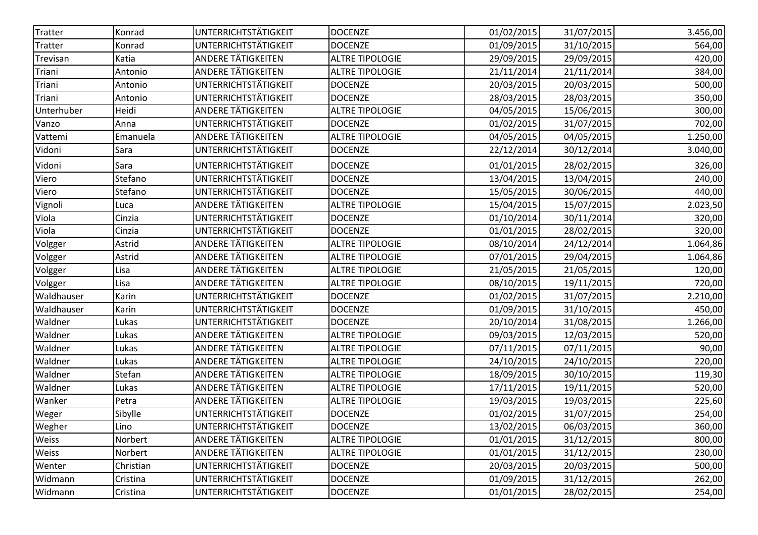| Tratter | Konrad | UNTERRICHTSTÄTIGKEIT | DOCENZE | 01/02/2015 | 31/07/2015 | 3.456,00 |
|---|---|---|---|---|---|---|
| Tratter | Konrad | UNTERRICHTSTÄTIGKEIT | DOCENZE | 01/09/2015 | 31/10/2015 | 564,00 |
| Trevisan | Katia | ANDERE TÄTIGKEITEN | ALTRE TIPOLOGIE | 29/09/2015 | 29/09/2015 | 420,00 |
| Triani | Antonio | ANDERE TÄTIGKEITEN | ALTRE TIPOLOGIE | 21/11/2014 | 21/11/2014 | 384,00 |
| Triani | Antonio | UNTERRICHTSTÄTIGKEIT | DOCENZE | 20/03/2015 | 20/03/2015 | 500,00 |
| Triani | Antonio | UNTERRICHTSTÄTIGKEIT | DOCENZE | 28/03/2015 | 28/03/2015 | 350,00 |
| Unterhuber | Heidi | ANDERE TÄTIGKEITEN | ALTRE TIPOLOGIE | 04/05/2015 | 15/06/2015 | 300,00 |
| Vanzo | Anna | UNTERRICHTSTÄTIGKEIT | DOCENZE | 01/02/2015 | 31/07/2015 | 702,00 |
| Vattemi | Emanuela | ANDERE TÄTIGKEITEN | ALTRE TIPOLOGIE | 04/05/2015 | 04/05/2015 | 1.250,00 |
| Vidoni | Sara | UNTERRICHTSTÄTIGKEIT | DOCENZE | 22/12/2014 | 30/12/2014 | 3.040,00 |
| Vidoni | Sara | UNTERRICHTSTÄTIGKEIT | DOCENZE | 01/01/2015 | 28/02/2015 | 326,00 |
| Viero | Stefano | UNTERRICHTSTÄTIGKEIT | DOCENZE | 13/04/2015 | 13/04/2015 | 240,00 |
| Viero | Stefano | UNTERRICHTSTÄTIGKEIT | DOCENZE | 15/05/2015 | 30/06/2015 | 440,00 |
| Vignoli | Luca | ANDERE TÄTIGKEITEN | ALTRE TIPOLOGIE | 15/04/2015 | 15/07/2015 | 2.023,50 |
| Viola | Cinzia | UNTERRICHTSTÄTIGKEIT | DOCENZE | 01/10/2014 | 30/11/2014 | 320,00 |
| Viola | Cinzia | UNTERRICHTSTÄTIGKEIT | DOCENZE | 01/01/2015 | 28/02/2015 | 320,00 |
| Volgger | Astrid | ANDERE TÄTIGKEITEN | ALTRE TIPOLOGIE | 08/10/2014 | 24/12/2014 | 1.064,86 |
| Volgger | Astrid | ANDERE TÄTIGKEITEN | ALTRE TIPOLOGIE | 07/01/2015 | 29/04/2015 | 1.064,86 |
| Volgger | Lisa | ANDERE TÄTIGKEITEN | ALTRE TIPOLOGIE | 21/05/2015 | 21/05/2015 | 120,00 |
| Volgger | Lisa | ANDERE TÄTIGKEITEN | ALTRE TIPOLOGIE | 08/10/2015 | 19/11/2015 | 720,00 |
| Waldhauser | Karin | UNTERRICHTSTÄTIGKEIT | DOCENZE | 01/02/2015 | 31/07/2015 | 2.210,00 |
| Waldhauser | Karin | UNTERRICHTSTÄTIGKEIT | DOCENZE | 01/09/2015 | 31/10/2015 | 450,00 |
| Waldner | Lukas | UNTERRICHTSTÄTIGKEIT | DOCENZE | 20/10/2014 | 31/08/2015 | 1.266,00 |
| Waldner | Lukas | ANDERE TÄTIGKEITEN | ALTRE TIPOLOGIE | 09/03/2015 | 12/03/2015 | 520,00 |
| Waldner | Lukas | ANDERE TÄTIGKEITEN | ALTRE TIPOLOGIE | 07/11/2015 | 07/11/2015 | 90,00 |
| Waldner | Lukas | ANDERE TÄTIGKEITEN | ALTRE TIPOLOGIE | 24/10/2015 | 24/10/2015 | 220,00 |
| Waldner | Stefan | ANDERE TÄTIGKEITEN | ALTRE TIPOLOGIE | 18/09/2015 | 30/10/2015 | 119,30 |
| Waldner | Lukas | ANDERE TÄTIGKEITEN | ALTRE TIPOLOGIE | 17/11/2015 | 19/11/2015 | 520,00 |
| Wanker | Petra | ANDERE TÄTIGKEITEN | ALTRE TIPOLOGIE | 19/03/2015 | 19/03/2015 | 225,60 |
| Weger | Sibylle | UNTERRICHTSTÄTIGKEIT | DOCENZE | 01/02/2015 | 31/07/2015 | 254,00 |
| Wegher | Lino | UNTERRICHTSTÄTIGKEIT | DOCENZE | 13/02/2015 | 06/03/2015 | 360,00 |
| Weiss | Norbert | ANDERE TÄTIGKEITEN | ALTRE TIPOLOGIE | 01/01/2015 | 31/12/2015 | 800,00 |
| Weiss | Norbert | ANDERE TÄTIGKEITEN | ALTRE TIPOLOGIE | 01/01/2015 | 31/12/2015 | 230,00 |
| Wenter | Christian | UNTERRICHTSTÄTIGKEIT | DOCENZE | 20/03/2015 | 20/03/2015 | 500,00 |
| Widmann | Cristina | UNTERRICHTSTÄTIGKEIT | DOCENZE | 01/09/2015 | 31/12/2015 | 262,00 |
| Widmann | Cristina | UNTERRICHTSTÄTIGKEIT | DOCENZE | 01/01/2015 | 28/02/2015 | 254,00 |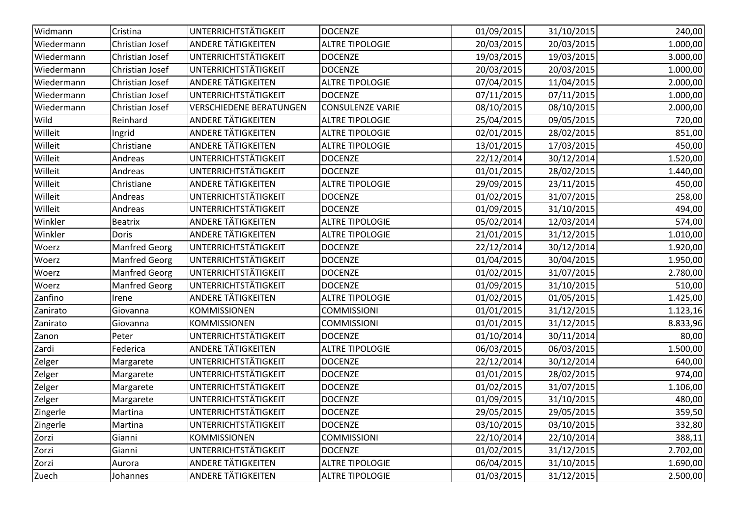| | | | | | | |
|---|---|---|---|---|---|---|
| Widmann | Cristina | UNTERRICHTSTÄTIGKEIT | DOCENZE | 01/09/2015 | 31/10/2015 | 240,00 |
| Wiedermann | Christian Josef | ANDERE TÄTIGKEITEN | ALTRE TIPOLOGIE | 20/03/2015 | 20/03/2015 | 1.000,00 |
| Wiedermann | Christian Josef | UNTERRICHTSTÄTIGKEIT | DOCENZE | 19/03/2015 | 19/03/2015 | 3.000,00 |
| Wiedermann | Christian Josef | UNTERRICHTSTÄTIGKEIT | DOCENZE | 20/03/2015 | 20/03/2015 | 1.000,00 |
| Wiedermann | Christian Josef | ANDERE TÄTIGKEITEN | ALTRE TIPOLOGIE | 07/04/2015 | 11/04/2015 | 2.000,00 |
| Wiedermann | Christian Josef | UNTERRICHTSTÄTIGKEIT | DOCENZE | 07/11/2015 | 07/11/2015 | 1.000,00 |
| Wiedermann | Christian Josef | VERSCHIEDENE BERATUNGEN | CONSULENZE VARIE | 08/10/2015 | 08/10/2015 | 2.000,00 |
| Wild | Reinhard | ANDERE TÄTIGKEITEN | ALTRE TIPOLOGIE | 25/04/2015 | 09/05/2015 | 720,00 |
| Willeit | Ingrid | ANDERE TÄTIGKEITEN | ALTRE TIPOLOGIE | 02/01/2015 | 28/02/2015 | 851,00 |
| Willeit | Christiane | ANDERE TÄTIGKEITEN | ALTRE TIPOLOGIE | 13/01/2015 | 17/03/2015 | 450,00 |
| Willeit | Andreas | UNTERRICHTSTÄTIGKEIT | DOCENZE | 22/12/2014 | 30/12/2014 | 1.520,00 |
| Willeit | Andreas | UNTERRICHTSTÄTIGKEIT | DOCENZE | 01/01/2015 | 28/02/2015 | 1.440,00 |
| Willeit | Christiane | ANDERE TÄTIGKEITEN | ALTRE TIPOLOGIE | 29/09/2015 | 23/11/2015 | 450,00 |
| Willeit | Andreas | UNTERRICHTSTÄTIGKEIT | DOCENZE | 01/02/2015 | 31/07/2015 | 258,00 |
| Willeit | Andreas | UNTERRICHTSTÄTIGKEIT | DOCENZE | 01/09/2015 | 31/10/2015 | 494,00 |
| Winkler | Beatrix | ANDERE TÄTIGKEITEN | ALTRE TIPOLOGIE | 05/02/2014 | 12/03/2014 | 574,00 |
| Winkler | Doris | ANDERE TÄTIGKEITEN | ALTRE TIPOLOGIE | 21/01/2015 | 31/12/2015 | 1.010,00 |
| Woerz | Manfred Georg | UNTERRICHTSTÄTIGKEIT | DOCENZE | 22/12/2014 | 30/12/2014 | 1.920,00 |
| Woerz | Manfred Georg | UNTERRICHTSTÄTIGKEIT | DOCENZE | 01/04/2015 | 30/04/2015 | 1.950,00 |
| Woerz | Manfred Georg | UNTERRICHTSTÄTIGKEIT | DOCENZE | 01/02/2015 | 31/07/2015 | 2.780,00 |
| Woerz | Manfred Georg | UNTERRICHTSTÄTIGKEIT | DOCENZE | 01/09/2015 | 31/10/2015 | 510,00 |
| Zanfino | Irene | ANDERE TÄTIGKEITEN | ALTRE TIPOLOGIE | 01/02/2015 | 01/05/2015 | 1.425,00 |
| Zanirato | Giovanna | KOMMISSIONEN | COMMISSIONI | 01/01/2015 | 31/12/2015 | 1.123,16 |
| Zanirato | Giovanna | KOMMISSIONEN | COMMISSIONI | 01/01/2015 | 31/12/2015 | 8.833,96 |
| Zanon | Peter | UNTERRICHTSTÄTIGKEIT | DOCENZE | 01/10/2014 | 30/11/2014 | 80,00 |
| Zardi | Federica | ANDERE TÄTIGKEITEN | ALTRE TIPOLOGIE | 06/03/2015 | 06/03/2015 | 1.500,00 |
| Zelger | Margarete | UNTERRICHTSTÄTIGKEIT | DOCENZE | 22/12/2014 | 30/12/2014 | 640,00 |
| Zelger | Margarete | UNTERRICHTSTÄTIGKEIT | DOCENZE | 01/01/2015 | 28/02/2015 | 974,00 |
| Zelger | Margarete | UNTERRICHTSTÄTIGKEIT | DOCENZE | 01/02/2015 | 31/07/2015 | 1.106,00 |
| Zelger | Margarete | UNTERRICHTSTÄTIGKEIT | DOCENZE | 01/09/2015 | 31/10/2015 | 480,00 |
| Zingerle | Martina | UNTERRICHTSTÄTIGKEIT | DOCENZE | 29/05/2015 | 29/05/2015 | 359,50 |
| Zingerle | Martina | UNTERRICHTSTÄTIGKEIT | DOCENZE | 03/10/2015 | 03/10/2015 | 332,80 |
| Zorzi | Gianni | KOMMISSIONEN | COMMISSIONI | 22/10/2014 | 22/10/2014 | 388,11 |
| Zorzi | Gianni | UNTERRICHTSTÄTIGKEIT | DOCENZE | 01/02/2015 | 31/12/2015 | 2.702,00 |
| Zorzi | Aurora | ANDERE TÄTIGKEITEN | ALTRE TIPOLOGIE | 06/04/2015 | 31/10/2015 | 1.690,00 |
| Zuech | Johannes | ANDERE TÄTIGKEITEN | ALTRE TIPOLOGIE | 01/03/2015 | 31/12/2015 | 2.500,00 |